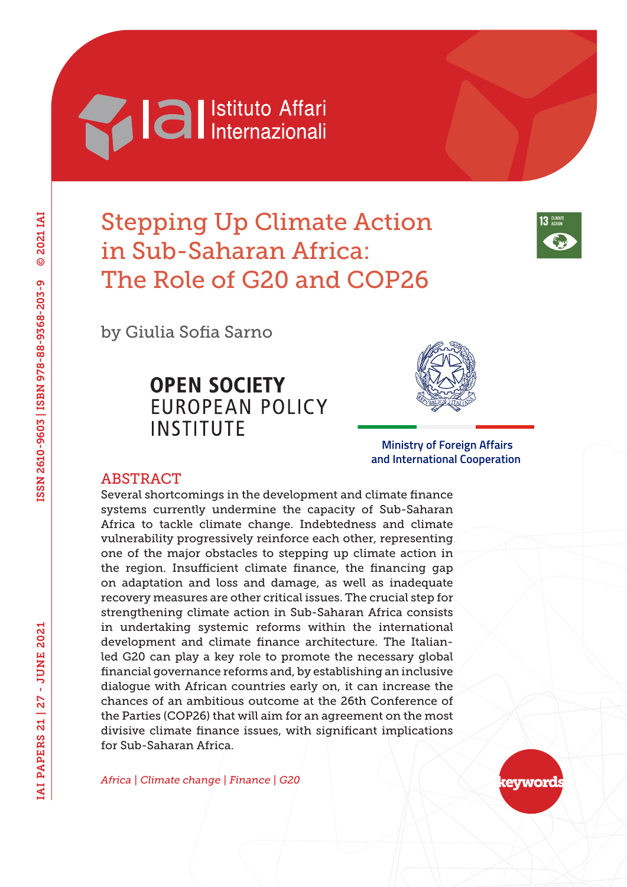# Stepping Up Climate Action in Sub-Saharan Africa: The Role of G20 and COP26

by Giulia Sofia Sarno

## ABSTRACT

Several shortcomings in the development and climate finance systems currently undermine the capacity of Sub-Saharan Africa to tackle climate change. Indebtedness and climate vulnerability progressively reinforce each other, representing one of the major obstacles to stepping up climate action in the region. Insufficient climate finance, the financing gap on adaptation and loss and damage, as well as inadequate recovery measures are other critical issues. The crucial step for strengthening climate action in Sub-Saharan Africa consists in undertaking systemic reforms within the international development and climate finance architecture. The Italian-led G20 can play a key role to promote the necessary global financial governance reforms and, by establishing an inclusive dialogue with African countries early on, it can increase the chances of an ambitious outcome at the 26th Conference of the Parties (COP26) that will aim for an agreement on the most divisive climate finance issues, with significant implications for Sub-Saharan Africa.

keywords: *Africa | Climate change | Finance | G20*

IAI PAPERS 21 | 27 - JUNE 2021

ISSN 2610-9603 | ISBN 978-88-9368-203-9 © 2021 IAI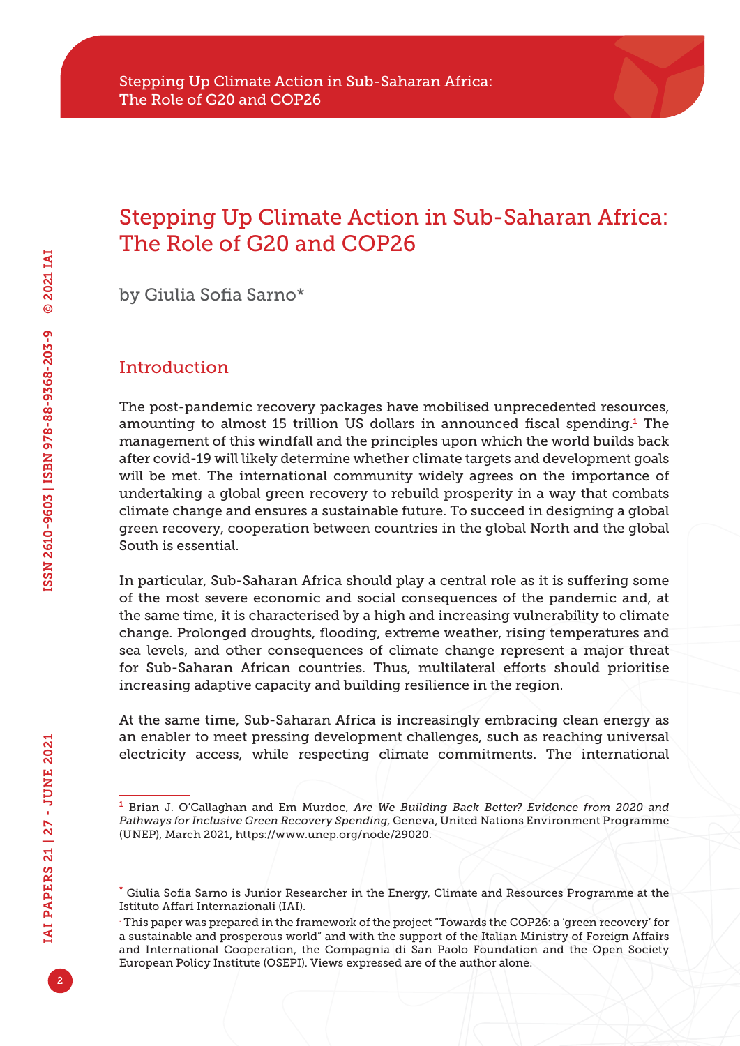# Stepping Up Climate Action in Sub-Saharan Africa: The Role of G20 and COP26

by Giulia Sofia Sarno*

## Introduction

The post-pandemic recovery packages have mobilised unprecedented resources, amounting to almost 15 trillion US dollars in announced fiscal spending.[1] The management of this windfall and the principles upon which the world builds back after covid-19 will likely determine whether climate targets and development goals will be met. The international community widely agrees on the importance of undertaking a global green recovery to rebuild prosperity in a way that combats climate change and ensures a sustainable future. To succeed in designing a global green recovery, cooperation between countries in the global North and the global South is essential.

In particular, Sub-Saharan Africa should play a central role as it is suffering some of the most severe economic and social consequences of the pandemic and, at the same time, it is characterised by a high and increasing vulnerability to climate change. Prolonged droughts, flooding, extreme weather, rising temperatures and sea levels, and other consequences of climate change represent a major threat for Sub-Saharan African countries. Thus, multilateral efforts should prioritise increasing adaptive capacity and building resilience in the region.

At the same time, Sub-Saharan Africa is increasingly embracing clean energy as an enabler to meet pressing development challenges, such as reaching universal electricity access, while respecting climate commitments. The international

[1] Brian J. O'Callaghan and Em Murdoc, *Are We Building Back Better? Evidence from 2020 and Pathways for Inclusive Green Recovery Spending*, Geneva, United Nations Environment Programme (UNEP), March 2021, https://www.unep.org/node/29020.

* Giulia Sofia Sarno is Junior Researcher in the Energy, Climate and Resources Programme at the Istituto Affari Internazionali (IAI).

. This paper was prepared in the framework of the project "Towards the COP26: a 'green recovery' for a sustainable and prosperous world" and with the support of the Italian Ministry of Foreign Affairs and International Cooperation, the Compagnia di San Paolo Foundation and the Open Society European Policy Institute (OSEPI). Views expressed are of the author alone.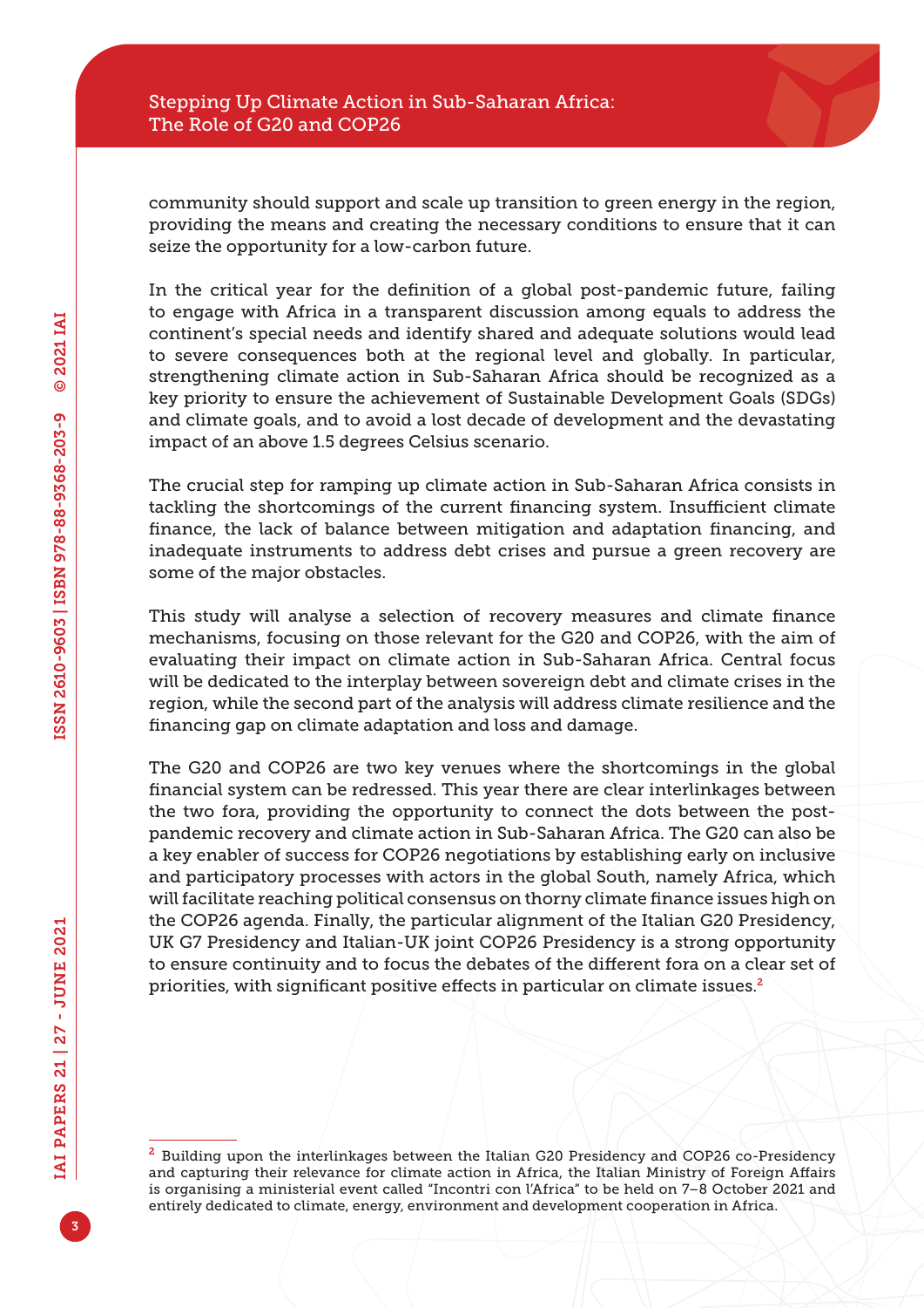community should support and scale up transition to green energy in the region, providing the means and creating the necessary conditions to ensure that it can seize the opportunity for a low-carbon future.

In the critical year for the definition of a global post-pandemic future, failing to engage with Africa in a transparent discussion among equals to address the continent's special needs and identify shared and adequate solutions would lead to severe consequences both at the regional level and globally. In particular, strengthening climate action in Sub-Saharan Africa should be recognized as a key priority to ensure the achievement of Sustainable Development Goals (SDGs) and climate goals, and to avoid a lost decade of development and the devastating impact of an above 1.5 degrees Celsius scenario.

The crucial step for ramping up climate action in Sub-Saharan Africa consists in tackling the shortcomings of the current financing system. Insufficient climate finance, the lack of balance between mitigation and adaptation financing, and inadequate instruments to address debt crises and pursue a green recovery are some of the major obstacles.

This study will analyse a selection of recovery measures and climate finance mechanisms, focusing on those relevant for the G20 and COP26, with the aim of evaluating their impact on climate action in Sub-Saharan Africa. Central focus will be dedicated to the interplay between sovereign debt and climate crises in the region, while the second part of the analysis will address climate resilience and the financing gap on climate adaptation and loss and damage.

The G20 and COP26 are two key venues where the shortcomings in the global financial system can be redressed. This year there are clear interlinkages between the two fora, providing the opportunity to connect the dots between the post-pandemic recovery and climate action in Sub-Saharan Africa. The G20 can also be a key enabler of success for COP26 negotiations by establishing early on inclusive and participatory processes with actors in the global South, namely Africa, which will facilitate reaching political consensus on thorny climate finance issues high on the COP26 agenda. Finally, the particular alignment of the Italian G20 Presidency, UK G7 Presidency and Italian-UK joint COP26 Presidency is a strong opportunity to ensure continuity and to focus the debates of the different fora on a clear set of priorities, with significant positive effects in particular on climate issues.[2]

---

[2] Building upon the interlinkages between the Italian G20 Presidency and COP26 co-Presidency and capturing their relevance for climate action in Africa, the Italian Ministry of Foreign Affairs is organising a ministerial event called "Incontri con l'Africa" to be held on 7–8 October 2021 and entirely dedicated to climate, energy, environment and development cooperation in Africa.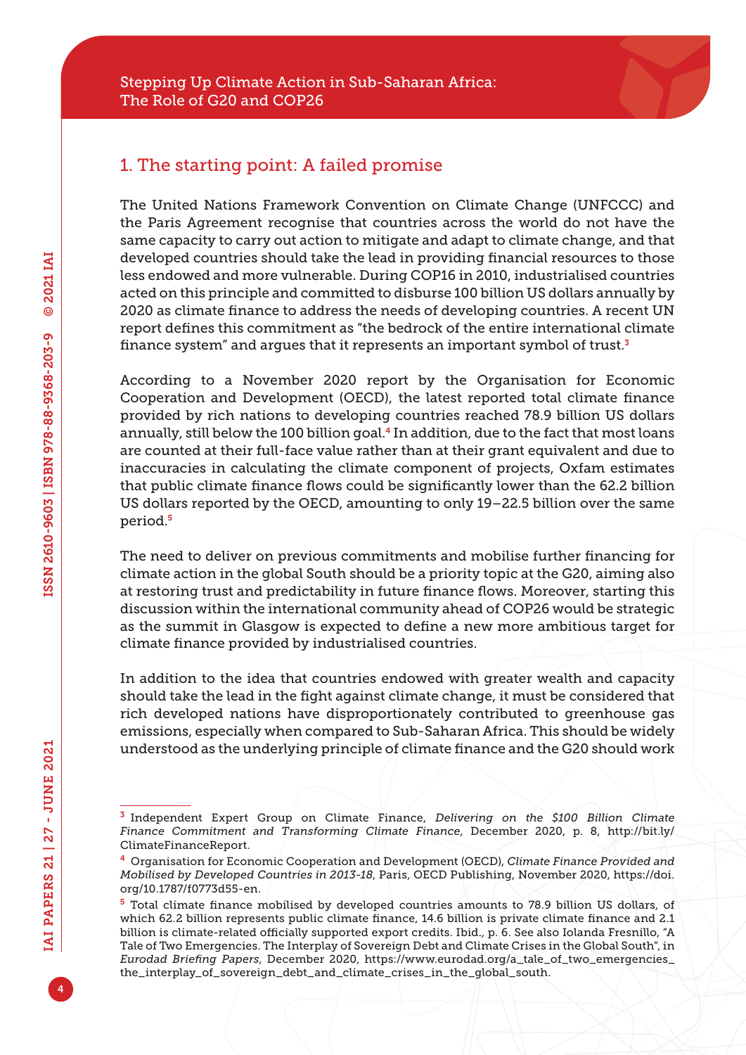## 1. The starting point: A failed promise

The United Nations Framework Convention on Climate Change (UNFCCC) and the Paris Agreement recognise that countries across the world do not have the same capacity to carry out action to mitigate and adapt to climate change, and that developed countries should take the lead in providing financial resources to those less endowed and more vulnerable. During COP16 in 2010, industrialised countries acted on this principle and committed to disburse 100 billion US dollars annually by 2020 as climate finance to address the needs of developing countries. A recent UN report defines this commitment as "the bedrock of the entire international climate finance system" and argues that it represents an important symbol of trust.[3]

According to a November 2020 report by the Organisation for Economic Cooperation and Development (OECD), the latest reported total climate finance provided by rich nations to developing countries reached 78.9 billion US dollars annually, still below the 100 billion goal.[4] In addition, due to the fact that most loans are counted at their full-face value rather than at their grant equivalent and due to inaccuracies in calculating the climate component of projects, Oxfam estimates that public climate finance flows could be significantly lower than the 62.2 billion US dollars reported by the OECD, amounting to only 19–22.5 billion over the same period.[5]

The need to deliver on previous commitments and mobilise further financing for climate action in the global South should be a priority topic at the G20, aiming also at restoring trust and predictability in future finance flows. Moreover, starting this discussion within the international community ahead of COP26 would be strategic as the summit in Glasgow is expected to define a new more ambitious target for climate finance provided by industrialised countries.

In addition to the idea that countries endowed with greater wealth and capacity should take the lead in the fight against climate change, it must be considered that rich developed nations have disproportionately contributed to greenhouse gas emissions, especially when compared to Sub-Saharan Africa. This should be widely understood as the underlying principle of climate finance and the G20 should work

---

[3] Independent Expert Group on Climate Finance, *Delivering on the $100 Billion Climate Finance Commitment and Transforming Climate Finance*, December 2020, p. 8, http://bit.ly/ClimateFinanceReport.

[4] Organisation for Economic Cooperation and Development (OECD), *Climate Finance Provided and Mobilised by Developed Countries in 2013-18*, Paris, OECD Publishing, November 2020, https://doi.org/10.1787/f0773d55-en.

[5] Total climate finance mobilised by developed countries amounts to 78.9 billion US dollars, of which 62.2 billion represents public climate finance, 14.6 billion is private climate finance and 2.1 billion is climate-related officially supported export credits. Ibid., p. 6. See also Iolanda Fresnillo, "A Tale of Two Emergencies. The Interplay of Sovereign Debt and Climate Crises in the Global South", in *Eurodad Briefing Papers*, December 2020, https://www.eurodad.org/a_tale_of_two_emergencies_the_interplay_of_sovereign_debt_and_climate_crises_in_the_global_south.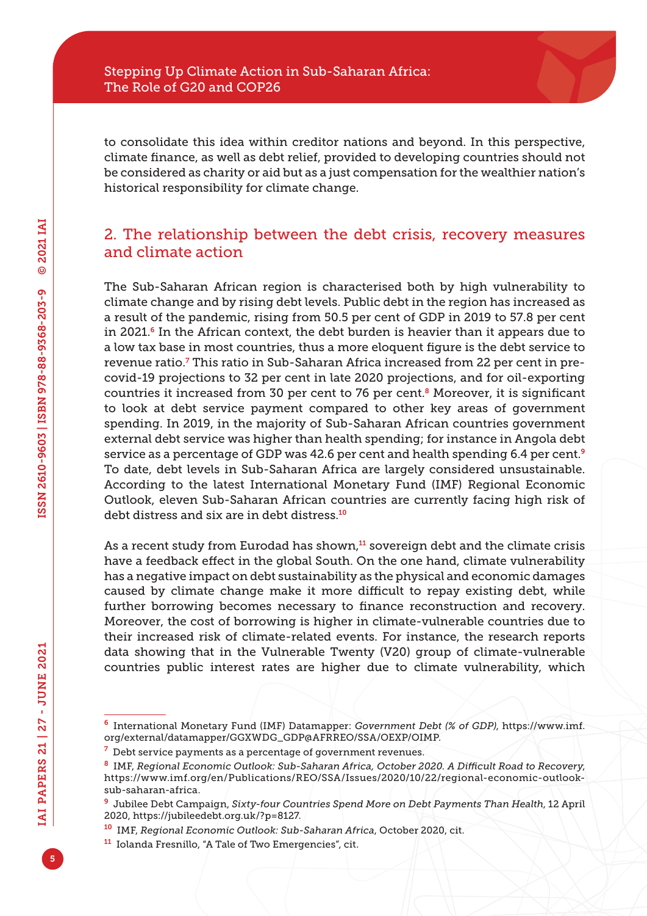to consolidate this idea within creditor nations and beyond. In this perspective, climate finance, as well as debt relief, provided to developing countries should not be considered as charity or aid but as a just compensation for the wealthier nation's historical responsibility for climate change.

## 2. The relationship between the debt crisis, recovery measures and climate action

The Sub-Saharan African region is characterised both by high vulnerability to climate change and by rising debt levels. Public debt in the region has increased as a result of the pandemic, rising from 50.5 per cent of GDP in 2019 to 57.8 per cent in 2021.[6] In the African context, the debt burden is heavier than it appears due to a low tax base in most countries, thus a more eloquent figure is the debt service to revenue ratio.[7] This ratio in Sub-Saharan Africa increased from 22 per cent in pre-covid-19 projections to 32 per cent in late 2020 projections, and for oil-exporting countries it increased from 30 per cent to 76 per cent.[8] Moreover, it is significant to look at debt service payment compared to other key areas of government spending. In 2019, in the majority of Sub-Saharan African countries government external debt service was higher than health spending; for instance in Angola debt service as a percentage of GDP was 42.6 per cent and health spending 6.4 per cent.[9] To date, debt levels in Sub-Saharan Africa are largely considered unsustainable. According to the latest International Monetary Fund (IMF) Regional Economic Outlook, eleven Sub-Saharan African countries are currently facing high risk of debt distress and six are in debt distress.[10]

As a recent study from Eurodad has shown,[11] sovereign debt and the climate crisis have a feedback effect in the global South. On the one hand, climate vulnerability has a negative impact on debt sustainability as the physical and economic damages caused by climate change make it more difficult to repay existing debt, while further borrowing becomes necessary to finance reconstruction and recovery. Moreover, the cost of borrowing is higher in climate-vulnerable countries due to their increased risk of climate-related events. For instance, the research reports data showing that in the Vulnerable Twenty (V20) group of climate-vulnerable countries public interest rates are higher due to climate vulnerability, which

---

[6] International Monetary Fund (IMF) Datamapper: *Government Debt (% of GDP)*, https://www.imf.org/external/datamapper/GGXWDG_GDP@AFRREO/SSA/OEXP/OIMP.

[7] Debt service payments as a percentage of government revenues.

[8] IMF, *Regional Economic Outlook: Sub-Saharan Africa, October 2020. A Difficult Road to Recovery*, https://www.imf.org/en/Publications/REO/SSA/Issues/2020/10/22/regional-economic-outlook-sub-saharan-africa.

[9] Jubilee Debt Campaign, *Sixty-four Countries Spend More on Debt Payments Than Health*, 12 April 2020, https://jubileedebt.org.uk/?p=8127.

[10] IMF, *Regional Economic Outlook: Sub-Saharan Africa*, October 2020, cit.

[11] Iolanda Fresnillo, "A Tale of Two Emergencies", cit.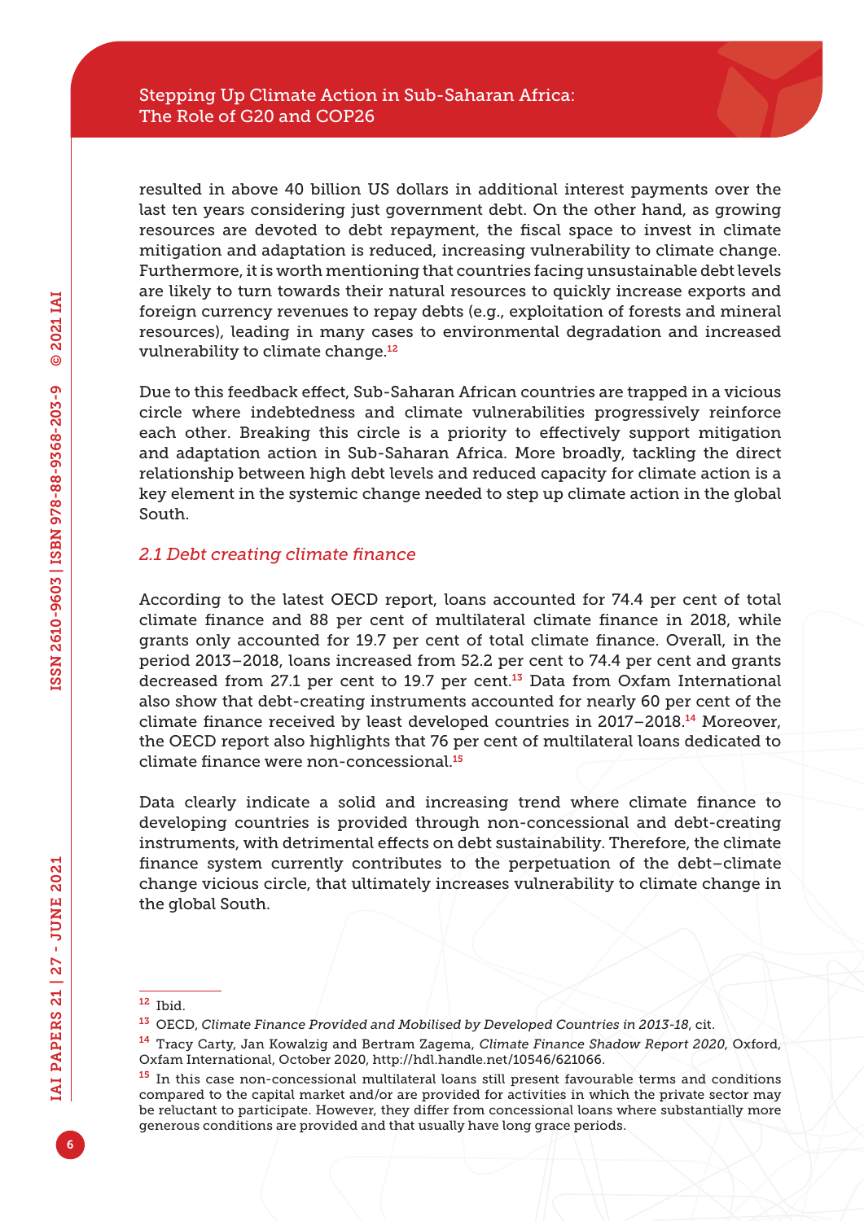resulted in above 40 billion US dollars in additional interest payments over the last ten years considering just government debt. On the other hand, as growing resources are devoted to debt repayment, the fiscal space to invest in climate mitigation and adaptation is reduced, increasing vulnerability to climate change. Furthermore, it is worth mentioning that countries facing unsustainable debt levels are likely to turn towards their natural resources to quickly increase exports and foreign currency revenues to repay debts (e.g., exploitation of forests and mineral resources), leading in many cases to environmental degradation and increased vulnerability to climate change.[12]

Due to this feedback effect, Sub-Saharan African countries are trapped in a vicious circle where indebtedness and climate vulnerabilities progressively reinforce each other. Breaking this circle is a priority to effectively support mitigation and adaptation action in Sub-Saharan Africa. More broadly, tackling the direct relationship between high debt levels and reduced capacity for climate action is a key element in the systemic change needed to step up climate action in the global South.

### *2.1 Debt creating climate finance*

According to the latest OECD report, loans accounted for 74.4 per cent of total climate finance and 88 per cent of multilateral climate finance in 2018, while grants only accounted for 19.7 per cent of total climate finance. Overall, in the period 2013–2018, loans increased from 52.2 per cent to 74.4 per cent and grants decreased from 27.1 per cent to 19.7 per cent.[13] Data from Oxfam International also show that debt-creating instruments accounted for nearly 60 per cent of the climate finance received by least developed countries in 2017–2018.[14] Moreover, the OECD report also highlights that 76 per cent of multilateral loans dedicated to climate finance were non-concessional.[15]

Data clearly indicate a solid and increasing trend where climate finance to developing countries is provided through non-concessional and debt-creating instruments, with detrimental effects on debt sustainability. Therefore, the climate finance system currently contributes to the perpetuation of the debt–climate change vicious circle, that ultimately increases vulnerability to climate change in the global South.

---

[12] Ibid.

[13] OECD, *Climate Finance Provided and Mobilised by Developed Countries in 2013-18*, cit.

[14] Tracy Carty, Jan Kowalzig and Bertram Zagema, *Climate Finance Shadow Report 2020*, Oxford, Oxfam International, October 2020, http://hdl.handle.net/10546/621066.

[15] In this case non-concessional multilateral loans still present favourable terms and conditions compared to the capital market and/or are provided for activities in which the private sector may be reluctant to participate. However, they differ from concessional loans where substantially more generous conditions are provided and that usually have long grace periods.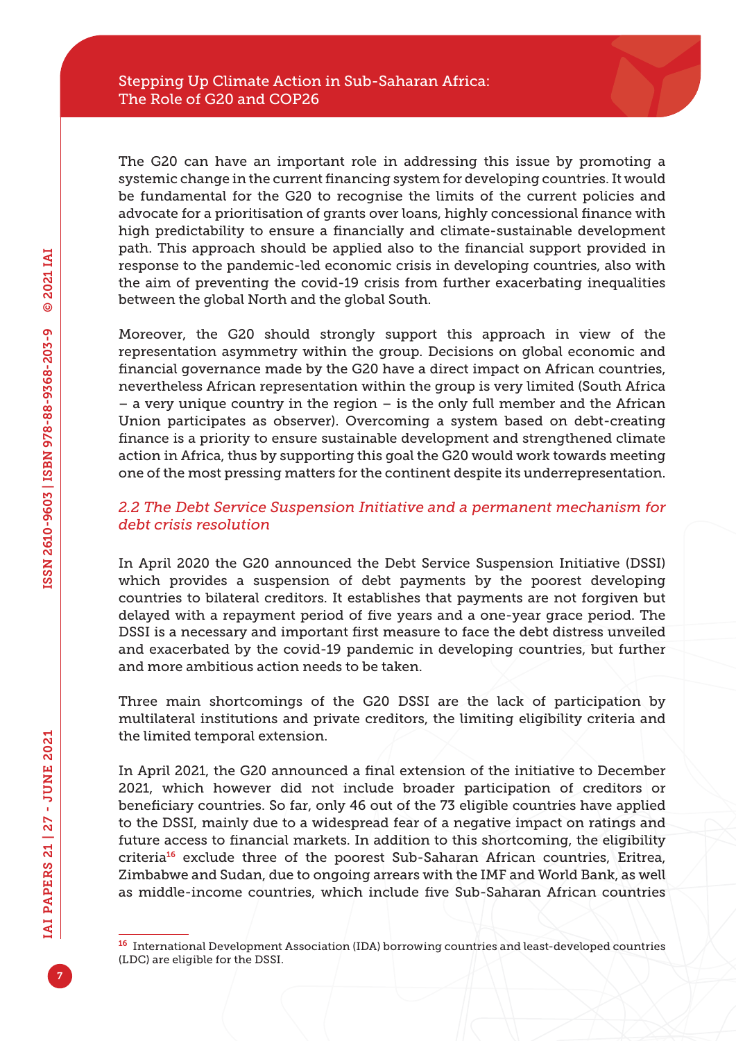The G20 can have an important role in addressing this issue by promoting a systemic change in the current financing system for developing countries. It would be fundamental for the G20 to recognise the limits of the current policies and advocate for a prioritisation of grants over loans, highly concessional finance with high predictability to ensure a financially and climate-sustainable development path. This approach should be applied also to the financial support provided in response to the pandemic-led economic crisis in developing countries, also with the aim of preventing the covid-19 crisis from further exacerbating inequalities between the global North and the global South.

Moreover, the G20 should strongly support this approach in view of the representation asymmetry within the group. Decisions on global economic and financial governance made by the G20 have a direct impact on African countries, nevertheless African representation within the group is very limited (South Africa – a very unique country in the region – is the only full member and the African Union participates as observer). Overcoming a system based on debt-creating finance is a priority to ensure sustainable development and strengthened climate action in Africa, thus by supporting this goal the G20 would work towards meeting one of the most pressing matters for the continent despite its underrepresentation.

### *2.2 The Debt Service Suspension Initiative and a permanent mechanism for debt crisis resolution*

In April 2020 the G20 announced the Debt Service Suspension Initiative (DSSI) which provides a suspension of debt payments by the poorest developing countries to bilateral creditors. It establishes that payments are not forgiven but delayed with a repayment period of five years and a one-year grace period. The DSSI is a necessary and important first measure to face the debt distress unveiled and exacerbated by the covid-19 pandemic in developing countries, but further and more ambitious action needs to be taken.

Three main shortcomings of the G20 DSSI are the lack of participation by multilateral institutions and private creditors, the limiting eligibility criteria and the limited temporal extension.

In April 2021, the G20 announced a final extension of the initiative to December 2021, which however did not include broader participation of creditors or beneficiary countries. So far, only 46 out of the 73 eligible countries have applied to the DSSI, mainly due to a widespread fear of a negative impact on ratings and future access to financial markets. In addition to this shortcoming, the eligibility criteria[16] exclude three of the poorest Sub-Saharan African countries, Eritrea, Zimbabwe and Sudan, due to ongoing arrears with the IMF and World Bank, as well as middle-income countries, which include five Sub-Saharan African countries

[16] International Development Association (IDA) borrowing countries and least-developed countries (LDC) are eligible for the DSSI.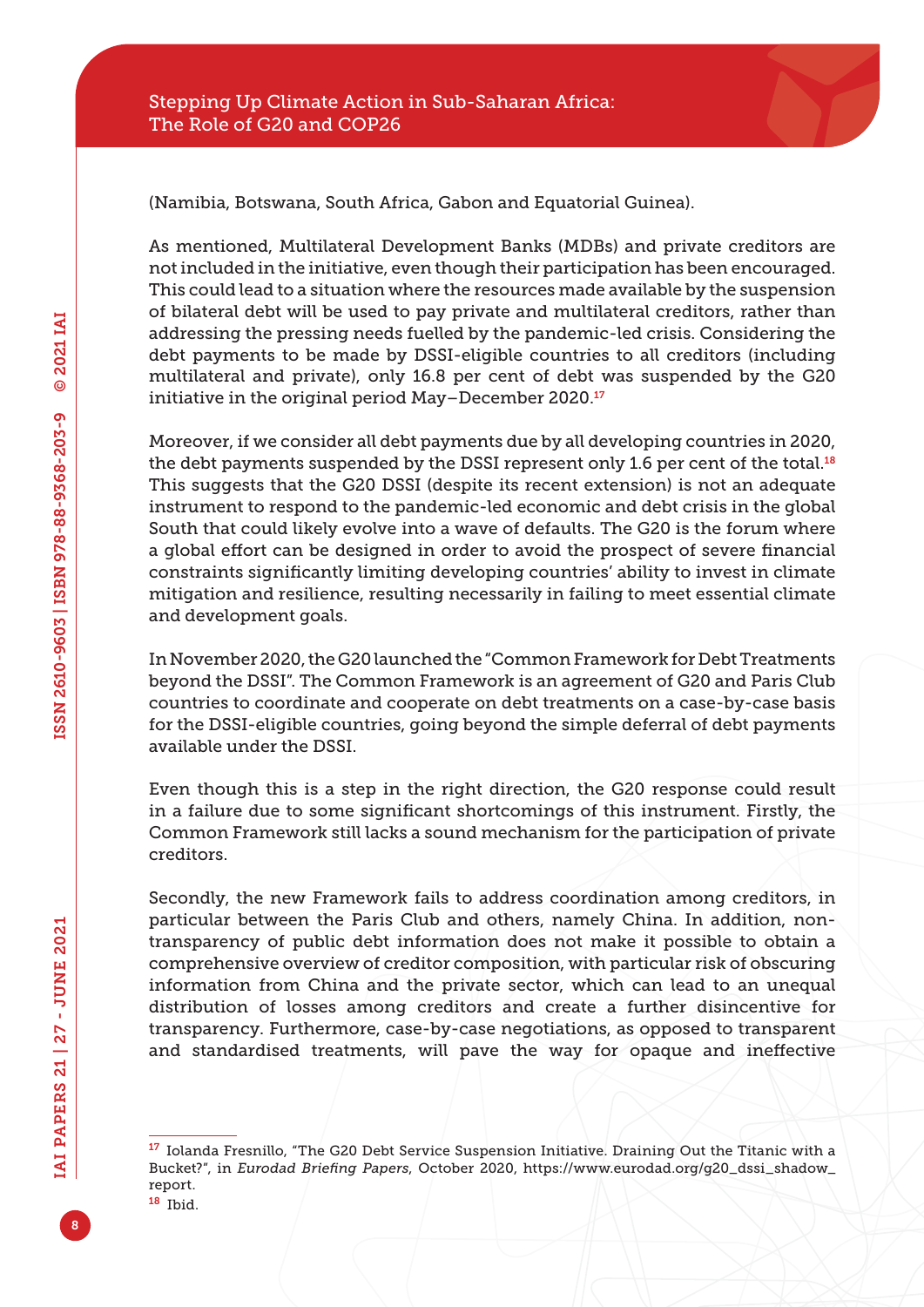(Namibia, Botswana, South Africa, Gabon and Equatorial Guinea).

As mentioned, Multilateral Development Banks (MDBs) and private creditors are not included in the initiative, even though their participation has been encouraged. This could lead to a situation where the resources made available by the suspension of bilateral debt will be used to pay private and multilateral creditors, rather than addressing the pressing needs fuelled by the pandemic-led crisis. Considering the debt payments to be made by DSSI-eligible countries to all creditors (including multilateral and private), only 16.8 per cent of debt was suspended by the G20 initiative in the original period May–December 2020.[17]

Moreover, if we consider all debt payments due by all developing countries in 2020, the debt payments suspended by the DSSI represent only 1.6 per cent of the total.[18] This suggests that the G20 DSSI (despite its recent extension) is not an adequate instrument to respond to the pandemic-led economic and debt crisis in the global South that could likely evolve into a wave of defaults. The G20 is the forum where a global effort can be designed in order to avoid the prospect of severe financial constraints significantly limiting developing countries' ability to invest in climate mitigation and resilience, resulting necessarily in failing to meet essential climate and development goals.

In November 2020, the G20 launched the "Common Framework for Debt Treatments beyond the DSSI". The Common Framework is an agreement of G20 and Paris Club countries to coordinate and cooperate on debt treatments on a case-by-case basis for the DSSI-eligible countries, going beyond the simple deferral of debt payments available under the DSSI.

Even though this is a step in the right direction, the G20 response could result in a failure due to some significant shortcomings of this instrument. Firstly, the Common Framework still lacks a sound mechanism for the participation of private creditors.

Secondly, the new Framework fails to address coordination among creditors, in particular between the Paris Club and others, namely China. In addition, non-transparency of public debt information does not make it possible to obtain a comprehensive overview of creditor composition, with particular risk of obscuring information from China and the private sector, which can lead to an unequal distribution of losses among creditors and create a further disincentive for transparency. Furthermore, case-by-case negotiations, as opposed to transparent and standardised treatments, will pave the way for opaque and ineffective

---

[17] Iolanda Fresnillo, "The G20 Debt Service Suspension Initiative. Draining Out the Titanic with a Bucket?", in *Eurodad Briefing Papers*, October 2020, https://www.eurodad.org/g20_dssi_shadow_report.

[18] Ibid.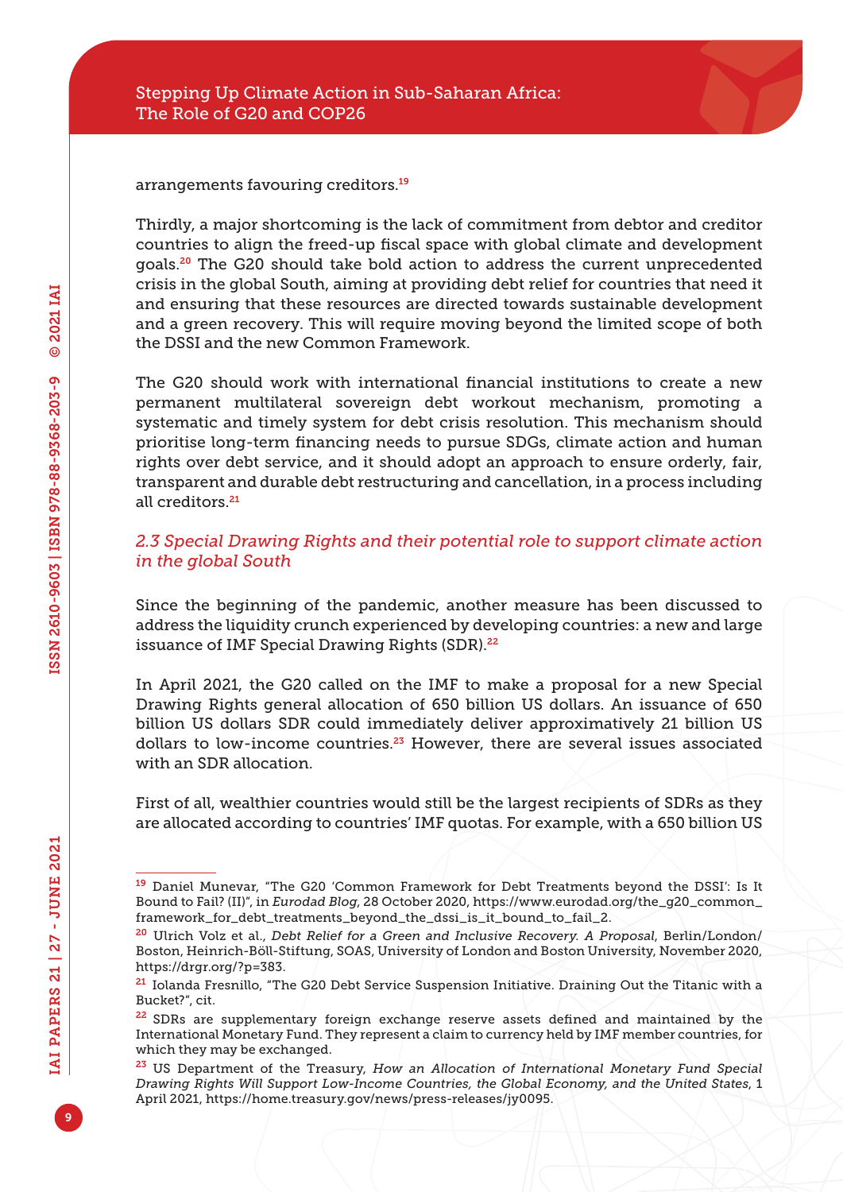arrangements favouring creditors.[19]

Thirdly, a major shortcoming is the lack of commitment from debtor and creditor countries to align the freed-up fiscal space with global climate and development goals.[20] The G20 should take bold action to address the current unprecedented crisis in the global South, aiming at providing debt relief for countries that need it and ensuring that these resources are directed towards sustainable development and a green recovery. This will require moving beyond the limited scope of both the DSSI and the new Common Framework.

The G20 should work with international financial institutions to create a new permanent multilateral sovereign debt workout mechanism, promoting a systematic and timely system for debt crisis resolution. This mechanism should prioritise long-term financing needs to pursue SDGs, climate action and human rights over debt service, and it should adopt an approach to ensure orderly, fair, transparent and durable debt restructuring and cancellation, in a process including all creditors.[21]

### *2.3 Special Drawing Rights and their potential role to support climate action in the global South*

Since the beginning of the pandemic, another measure has been discussed to address the liquidity crunch experienced by developing countries: a new and large issuance of IMF Special Drawing Rights (SDR).[22]

In April 2021, the G20 called on the IMF to make a proposal for a new Special Drawing Rights general allocation of 650 billion US dollars. An issuance of 650 billion US dollars SDR could immediately deliver approximatively 21 billion US dollars to low-income countries.[23] However, there are several issues associated with an SDR allocation.

First of all, wealthier countries would still be the largest recipients of SDRs as they are allocated according to countries' IMF quotas. For example, with a 650 billion US

---

[19] Daniel Munevar, "The G20 'Common Framework for Debt Treatments beyond the DSSI': Is It Bound to Fail? (II)", in *Eurodad Blog*, 28 October 2020, https://www.eurodad.org/the_g20_common_framework_for_debt_treatments_beyond_the_dssi_is_it_bound_to_fail_2.

[20] Ulrich Volz et al., *Debt Relief for a Green and Inclusive Recovery. A Proposal*, Berlin/London/Boston, Heinrich-Böll-Stiftung, SOAS, University of London and Boston University, November 2020, https://drgr.org/?p=383.

[21] Iolanda Fresnillo, "The G20 Debt Service Suspension Initiative. Draining Out the Titanic with a Bucket?", cit.

[22] SDRs are supplementary foreign exchange reserve assets defined and maintained by the International Monetary Fund. They represent a claim to currency held by IMF member countries, for which they may be exchanged.

[23] US Department of the Treasury, *How an Allocation of International Monetary Fund Special Drawing Rights Will Support Low-Income Countries, the Global Economy, and the United States*, 1 April 2021, https://home.treasury.gov/news/press-releases/jy0095.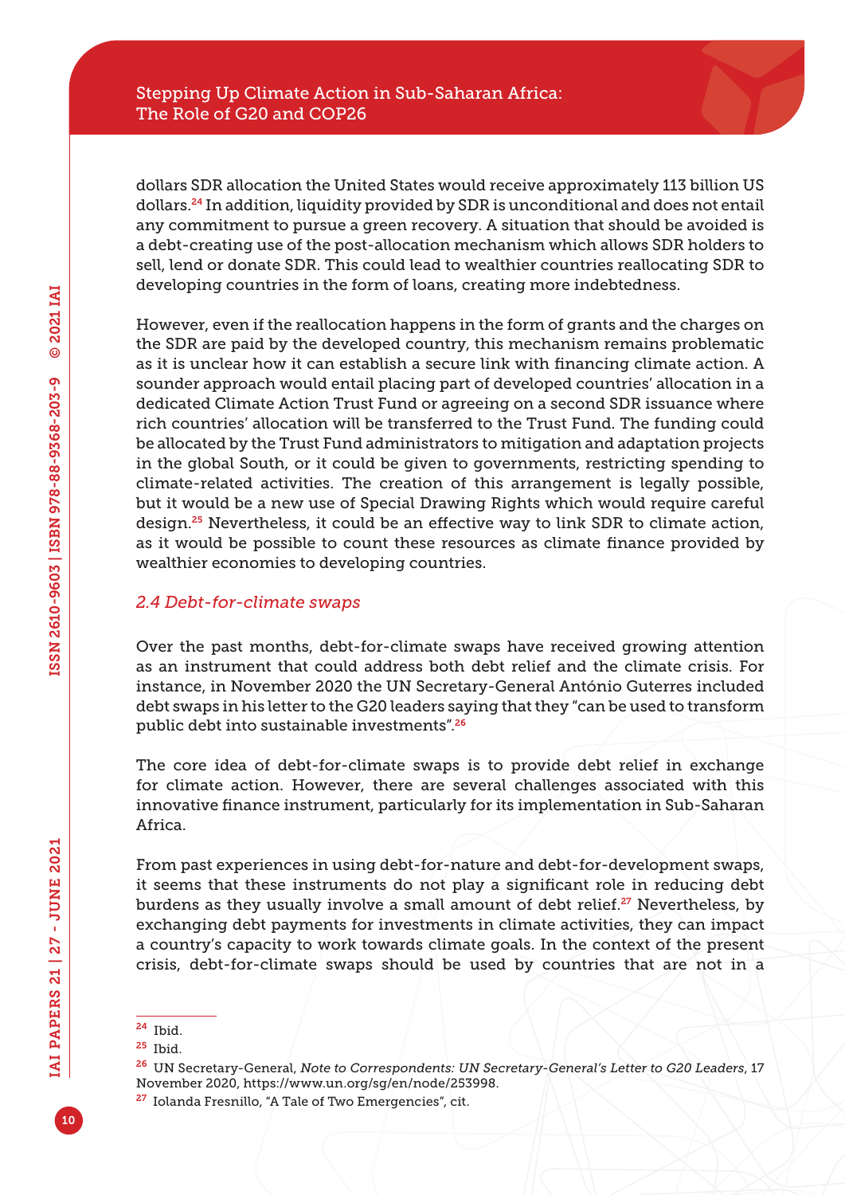dollars SDR allocation the United States would receive approximately 113 billion US dollars.[24] In addition, liquidity provided by SDR is unconditional and does not entail any commitment to pursue a green recovery. A situation that should be avoided is a debt-creating use of the post-allocation mechanism which allows SDR holders to sell, lend or donate SDR. This could lead to wealthier countries reallocating SDR to developing countries in the form of loans, creating more indebtedness.

However, even if the reallocation happens in the form of grants and the charges on the SDR are paid by the developed country, this mechanism remains problematic as it is unclear how it can establish a secure link with financing climate action. A sounder approach would entail placing part of developed countries' allocation in a dedicated Climate Action Trust Fund or agreeing on a second SDR issuance where rich countries' allocation will be transferred to the Trust Fund. The funding could be allocated by the Trust Fund administrators to mitigation and adaptation projects in the global South, or it could be given to governments, restricting spending to climate-related activities. The creation of this arrangement is legally possible, but it would be a new use of Special Drawing Rights which would require careful design.[25] Nevertheless, it could be an effective way to link SDR to climate action, as it would be possible to count these resources as climate finance provided by wealthier economies to developing countries.

### *2.4 Debt-for-climate swaps*

Over the past months, debt-for-climate swaps have received growing attention as an instrument that could address both debt relief and the climate crisis. For instance, in November 2020 the UN Secretary-General António Guterres included debt swaps in his letter to the G20 leaders saying that they "can be used to transform public debt into sustainable investments".[26]

The core idea of debt-for-climate swaps is to provide debt relief in exchange for climate action. However, there are several challenges associated with this innovative finance instrument, particularly for its implementation in Sub-Saharan Africa.

From past experiences in using debt-for-nature and debt-for-development swaps, it seems that these instruments do not play a significant role in reducing debt burdens as they usually involve a small amount of debt relief.[27] Nevertheless, by exchanging debt payments for investments in climate activities, they can impact a country's capacity to work towards climate goals. In the context of the present crisis, debt-for-climate swaps should be used by countries that are not in a

---

[24] Ibid.

[25] Ibid.

[26] UN Secretary-General, *Note to Correspondents: UN Secretary-General's Letter to G20 Leaders*, 17 November 2020, https://www.un.org/sg/en/node/253998.

[27] Iolanda Fresnillo, "A Tale of Two Emergencies", cit.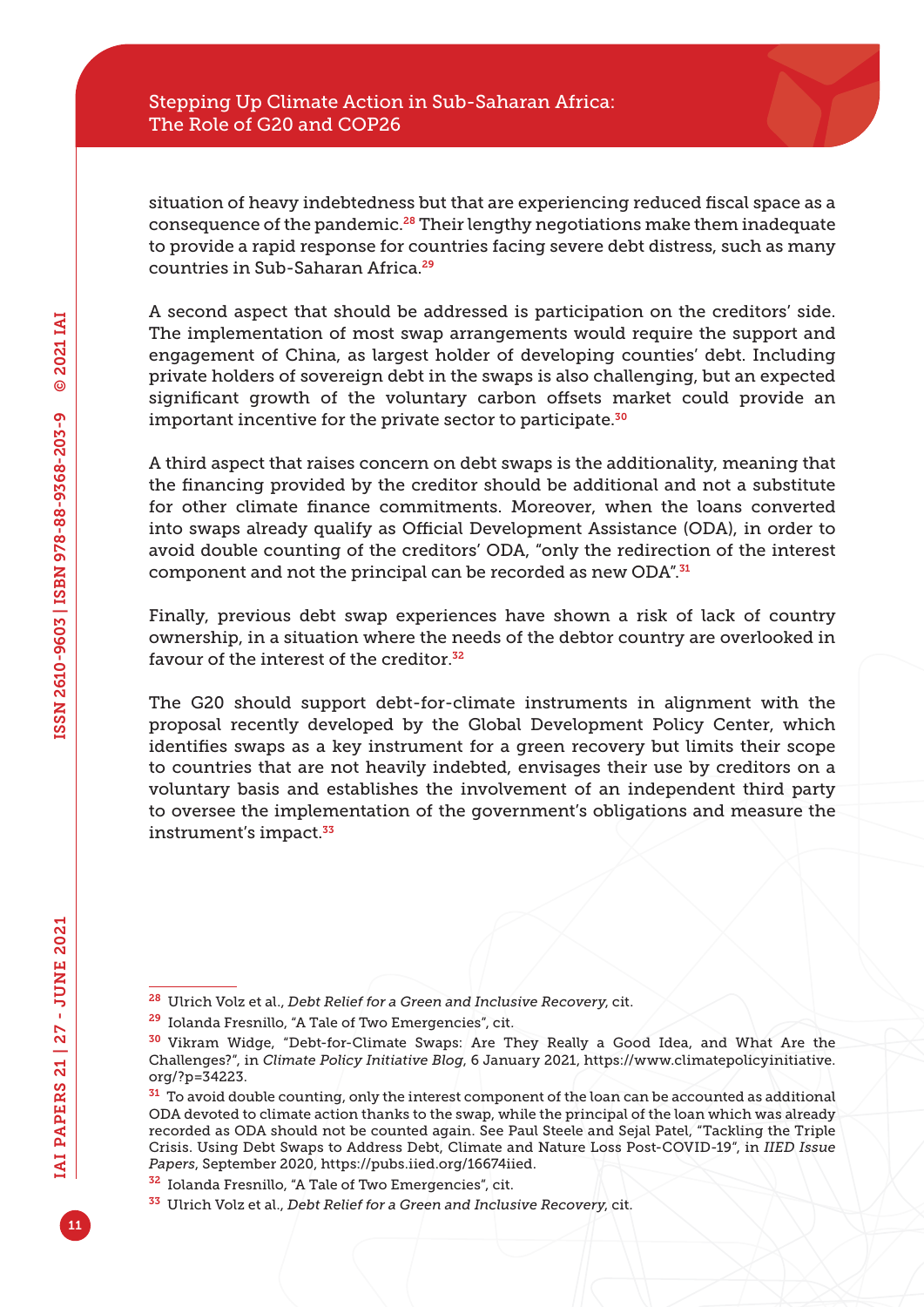situation of heavy indebtedness but that are experiencing reduced fiscal space as a consequence of the pandemic.[28] Their lengthy negotiations make them inadequate to provide a rapid response for countries facing severe debt distress, such as many countries in Sub-Saharan Africa.[29]

A second aspect that should be addressed is participation on the creditors' side. The implementation of most swap arrangements would require the support and engagement of China, as largest holder of developing counties' debt. Including private holders of sovereign debt in the swaps is also challenging, but an expected significant growth of the voluntary carbon offsets market could provide an important incentive for the private sector to participate.[30]

A third aspect that raises concern on debt swaps is the additionality, meaning that the financing provided by the creditor should be additional and not a substitute for other climate finance commitments. Moreover, when the loans converted into swaps already qualify as Official Development Assistance (ODA), in order to avoid double counting of the creditors' ODA, "only the redirection of the interest component and not the principal can be recorded as new ODA".[31]

Finally, previous debt swap experiences have shown a risk of lack of country ownership, in a situation where the needs of the debtor country are overlooked in favour of the interest of the creditor.[32]

The G20 should support debt-for-climate instruments in alignment with the proposal recently developed by the Global Development Policy Center, which identifies swaps as a key instrument for a green recovery but limits their scope to countries that are not heavily indebted, envisages their use by creditors on a voluntary basis and establishes the involvement of an independent third party to oversee the implementation of the government's obligations and measure the instrument's impact.[33]

---

[28] Ulrich Volz et al., *Debt Relief for a Green and Inclusive Recovery*, cit.

[29] Iolanda Fresnillo, "A Tale of Two Emergencies", cit.

[30] Vikram Widge, "Debt-for-Climate Swaps: Are They Really a Good Idea, and What Are the Challenges?", in *Climate Policy Initiative Blog*, 6 January 2021, https://www.climatepolicyinitiative.org/?p=34223.

[31] To avoid double counting, only the interest component of the loan can be accounted as additional ODA devoted to climate action thanks to the swap, while the principal of the loan which was already recorded as ODA should not be counted again. See Paul Steele and Sejal Patel, "Tackling the Triple Crisis. Using Debt Swaps to Address Debt, Climate and Nature Loss Post-COVID-19", in *IIED Issue Papers*, September 2020, https://pubs.iied.org/16674iied.

[32] Iolanda Fresnillo, "A Tale of Two Emergencies", cit.

[33] Ulrich Volz et al., *Debt Relief for a Green and Inclusive Recovery*, cit.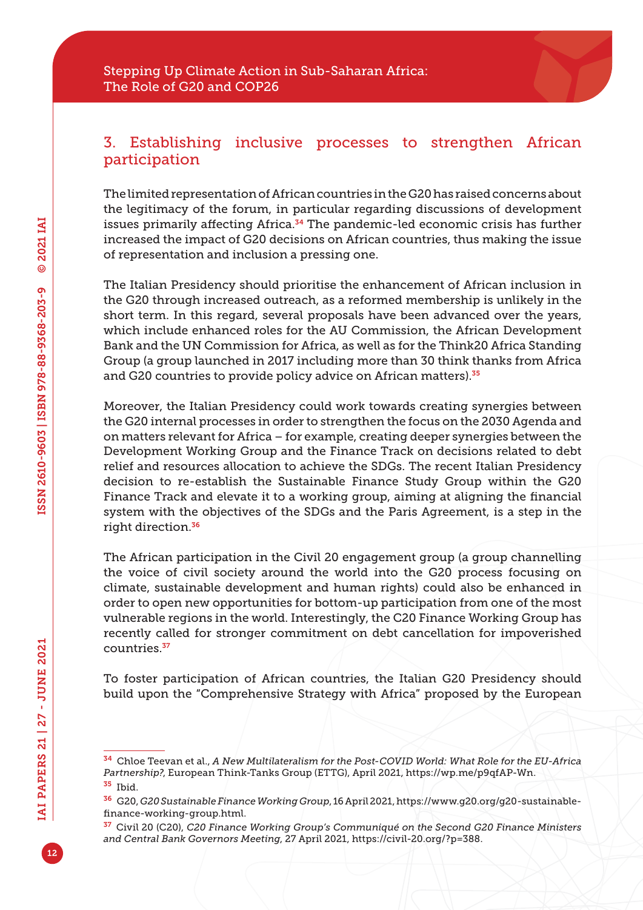## 3. Establishing inclusive processes to strengthen African participation

The limited representation of African countries in the G20 has raised concerns about the legitimacy of the forum, in particular regarding discussions of development issues primarily affecting Africa.[34] The pandemic-led economic crisis has further increased the impact of G20 decisions on African countries, thus making the issue of representation and inclusion a pressing one.

The Italian Presidency should prioritise the enhancement of African inclusion in the G20 through increased outreach, as a reformed membership is unlikely in the short term. In this regard, several proposals have been advanced over the years, which include enhanced roles for the AU Commission, the African Development Bank and the UN Commission for Africa, as well as for the Think20 Africa Standing Group (a group launched in 2017 including more than 30 think thanks from Africa and G20 countries to provide policy advice on African matters).[35]

Moreover, the Italian Presidency could work towards creating synergies between the G20 internal processes in order to strengthen the focus on the 2030 Agenda and on matters relevant for Africa – for example, creating deeper synergies between the Development Working Group and the Finance Track on decisions related to debt relief and resources allocation to achieve the SDGs. The recent Italian Presidency decision to re-establish the Sustainable Finance Study Group within the G20 Finance Track and elevate it to a working group, aiming at aligning the financial system with the objectives of the SDGs and the Paris Agreement, is a step in the right direction.[36]

The African participation in the Civil 20 engagement group (a group channelling the voice of civil society around the world into the G20 process focusing on climate, sustainable development and human rights) could also be enhanced in order to open new opportunities for bottom-up participation from one of the most vulnerable regions in the world. Interestingly, the C20 Finance Working Group has recently called for stronger commitment on debt cancellation for impoverished countries.[37]

To foster participation of African countries, the Italian G20 Presidency should build upon the "Comprehensive Strategy with Africa" proposed by the European

---

[34] Chloe Teevan et al., *A New Multilateralism for the Post-COVID World: What Role for the EU-Africa Partnership?*, European Think-Tanks Group (ETTG), April 2021, https://wp.me/p9qfAP-Wn.

[35] Ibid.

[36] G20, *G20 Sustainable Finance Working Group*, 16 April 2021, https://www.g20.org/g20-sustainable-finance-working-group.html.

[37] Civil 20 (C20), *C20 Finance Working Group's Communiqué on the Second G20 Finance Ministers and Central Bank Governors Meeting*, 27 April 2021, https://civil-20.org/?p=388.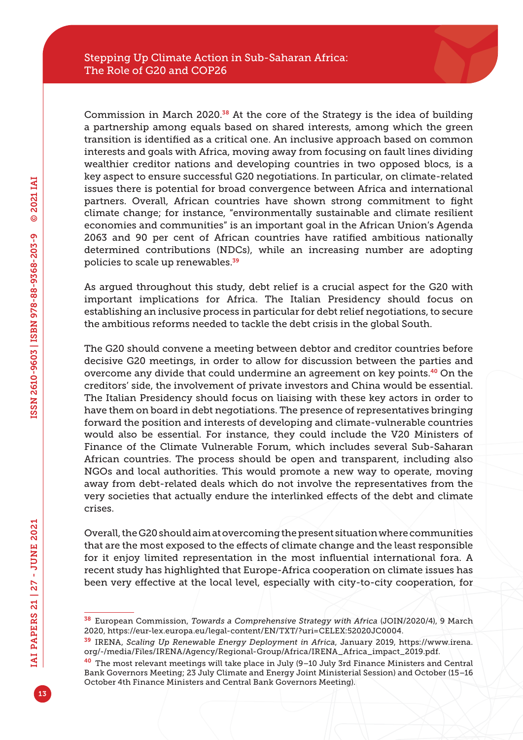Commission in March 2020.[38] At the core of the Strategy is the idea of building a partnership among equals based on shared interests, among which the green transition is identified as a critical one. An inclusive approach based on common interests and goals with Africa, moving away from focusing on fault lines dividing wealthier creditor nations and developing countries in two opposed blocs, is a key aspect to ensure successful G20 negotiations. In particular, on climate-related issues there is potential for broad convergence between Africa and international partners. Overall, African countries have shown strong commitment to fight climate change; for instance, "environmentally sustainable and climate resilient economies and communities" is an important goal in the African Union's Agenda 2063 and 90 per cent of African countries have ratified ambitious nationally determined contributions (NDCs), while an increasing number are adopting policies to scale up renewables.[39]

As argued throughout this study, debt relief is a crucial aspect for the G20 with important implications for Africa. The Italian Presidency should focus on establishing an inclusive process in particular for debt relief negotiations, to secure the ambitious reforms needed to tackle the debt crisis in the global South.

The G20 should convene a meeting between debtor and creditor countries before decisive G20 meetings, in order to allow for discussion between the parties and overcome any divide that could undermine an agreement on key points.[40] On the creditors' side, the involvement of private investors and China would be essential. The Italian Presidency should focus on liaising with these key actors in order to have them on board in debt negotiations. The presence of representatives bringing forward the position and interests of developing and climate-vulnerable countries would also be essential. For instance, they could include the V20 Ministers of Finance of the Climate Vulnerable Forum, which includes several Sub-Saharan African countries. The process should be open and transparent, including also NGOs and local authorities. This would promote a new way to operate, moving away from debt-related deals which do not involve the representatives from the very societies that actually endure the interlinked effects of the debt and climate crises.

Overall, the G20 should aim at overcoming the present situation where communities that are the most exposed to the effects of climate change and the least responsible for it enjoy limited representation in the most influential international fora. A recent study has highlighted that Europe-Africa cooperation on climate issues has been very effective at the local level, especially with city-to-city cooperation, for

---

[38] European Commission, *Towards a Comprehensive Strategy with Africa* (JOIN/2020/4), 9 March 2020, https://eur-lex.europa.eu/legal-content/EN/TXT/?uri=CELEX:52020JC0004.

[39] IRENA, *Scaling Up Renewable Energy Deployment in Africa*, January 2019, https://www.irena.org/-/media/Files/IRENA/Agency/Regional-Group/Africa/IRENA_Africa_impact_2019.pdf.

[40] The most relevant meetings will take place in July (9–10 July 3rd Finance Ministers and Central Bank Governors Meeting; 23 July Climate and Energy Joint Ministerial Session) and October (15–16 October 4th Finance Ministers and Central Bank Governors Meeting).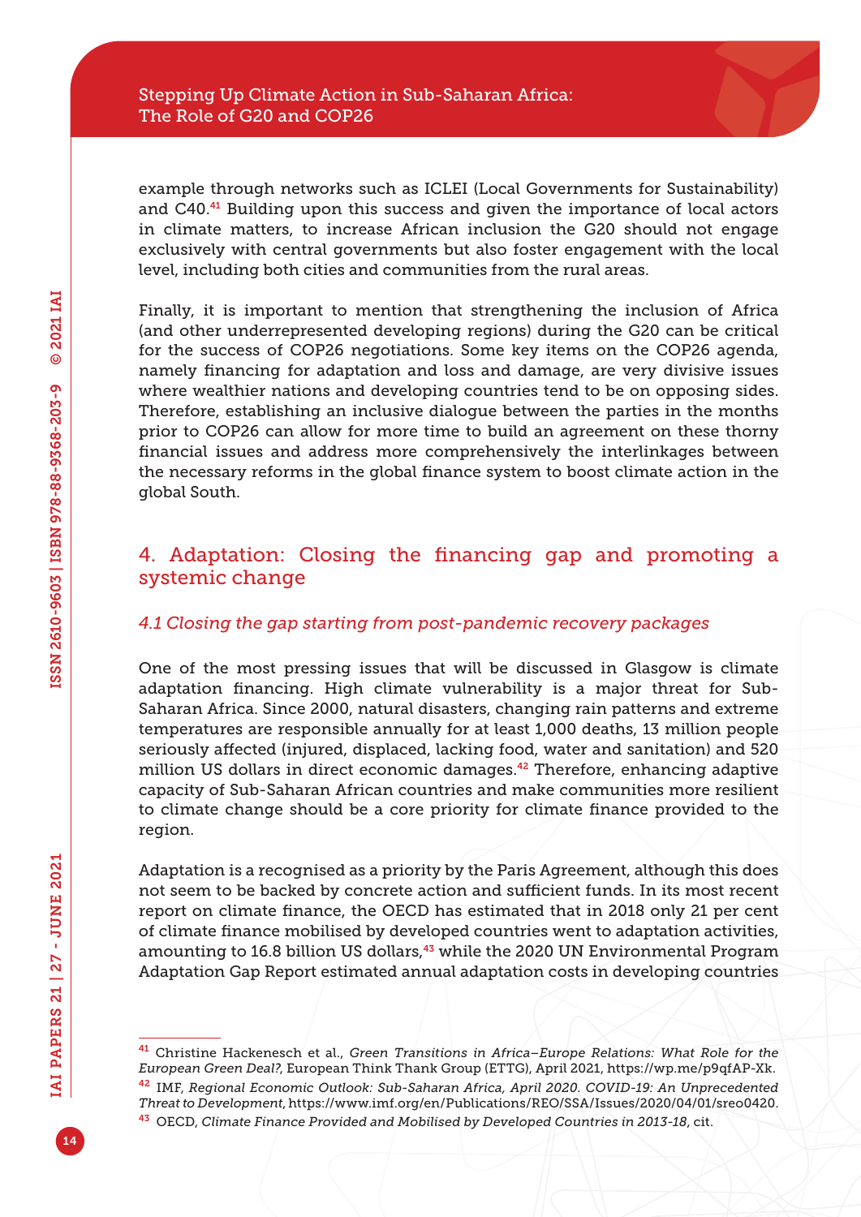example through networks such as ICLEI (Local Governments for Sustainability) and C40.[41] Building upon this success and given the importance of local actors in climate matters, to increase African inclusion the G20 should not engage exclusively with central governments but also foster engagement with the local level, including both cities and communities from the rural areas.

Finally, it is important to mention that strengthening the inclusion of Africa (and other underrepresented developing regions) during the G20 can be critical for the success of COP26 negotiations. Some key items on the COP26 agenda, namely financing for adaptation and loss and damage, are very divisive issues where wealthier nations and developing countries tend to be on opposing sides. Therefore, establishing an inclusive dialogue between the parties in the months prior to COP26 can allow for more time to build an agreement on these thorny financial issues and address more comprehensively the interlinkages between the necessary reforms in the global finance system to boost climate action in the global South.

## 4. Adaptation: Closing the financing gap and promoting a systemic change

### *4.1 Closing the gap starting from post-pandemic recovery packages*

One of the most pressing issues that will be discussed in Glasgow is climate adaptation financing. High climate vulnerability is a major threat for Sub-Saharan Africa. Since 2000, natural disasters, changing rain patterns and extreme temperatures are responsible annually for at least 1,000 deaths, 13 million people seriously affected (injured, displaced, lacking food, water and sanitation) and 520 million US dollars in direct economic damages.[42] Therefore, enhancing adaptive capacity of Sub-Saharan African countries and make communities more resilient to climate change should be a core priority for climate finance provided to the region.

Adaptation is a recognised as a priority by the Paris Agreement, although this does not seem to be backed by concrete action and sufficient funds. In its most recent report on climate finance, the OECD has estimated that in 2018 only 21 per cent of climate finance mobilised by developed countries went to adaptation activities, amounting to 16.8 billion US dollars,[43] while the 2020 UN Environmental Program Adaptation Gap Report estimated annual adaptation costs in developing countries

---

[41] Christine Hackenesch et al., *Green Transitions in Africa–Europe Relations: What Role for the European Green Deal?*, European Think Thank Group (ETTG), April 2021, https://wp.me/p9qfAP-Xk.

[42] IMF, *Regional Economic Outlook: Sub-Saharan Africa, April 2020. COVID-19: An Unprecedented Threat to Development*, https://www.imf.org/en/Publications/REO/SSA/Issues/2020/04/01/sreo0420.

[43] OECD, *Climate Finance Provided and Mobilised by Developed Countries in 2013-18*, cit.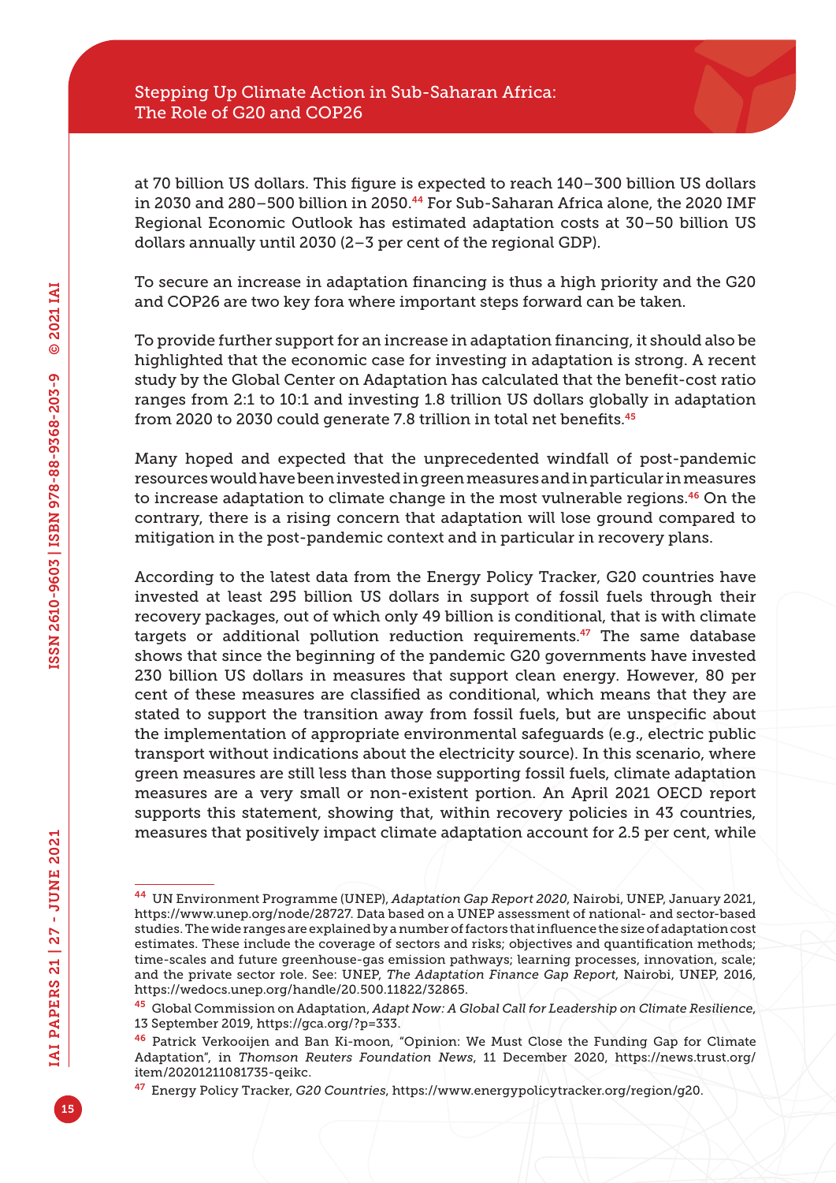at 70 billion US dollars. This figure is expected to reach 140–300 billion US dollars in 2030 and 280–500 billion in 2050.[44] For Sub-Saharan Africa alone, the 2020 IMF Regional Economic Outlook has estimated adaptation costs at 30–50 billion US dollars annually until 2030 (2–3 per cent of the regional GDP).

To secure an increase in adaptation financing is thus a high priority and the G20 and COP26 are two key fora where important steps forward can be taken.

To provide further support for an increase in adaptation financing, it should also be highlighted that the economic case for investing in adaptation is strong. A recent study by the Global Center on Adaptation has calculated that the benefit-cost ratio ranges from 2:1 to 10:1 and investing 1.8 trillion US dollars globally in adaptation from 2020 to 2030 could generate 7.8 trillion in total net benefits.[45]

Many hoped and expected that the unprecedented windfall of post-pandemic resources would have been invested in green measures and in particular in measures to increase adaptation to climate change in the most vulnerable regions.[46] On the contrary, there is a rising concern that adaptation will lose ground compared to mitigation in the post-pandemic context and in particular in recovery plans.

According to the latest data from the Energy Policy Tracker, G20 countries have invested at least 295 billion US dollars in support of fossil fuels through their recovery packages, out of which only 49 billion is conditional, that is with climate targets or additional pollution reduction requirements.[47] The same database shows that since the beginning of the pandemic G20 governments have invested 230 billion US dollars in measures that support clean energy. However, 80 per cent of these measures are classified as conditional, which means that they are stated to support the transition away from fossil fuels, but are unspecific about the implementation of appropriate environmental safeguards (e.g., electric public transport without indications about the electricity source). In this scenario, where green measures are still less than those supporting fossil fuels, climate adaptation measures are a very small or non-existent portion. An April 2021 OECD report supports this statement, showing that, within recovery policies in 43 countries, measures that positively impact climate adaptation account for 2.5 per cent, while

---

[44] UN Environment Programme (UNEP), *Adaptation Gap Report 2020*, Nairobi, UNEP, January 2021, https://www.unep.org/node/28727. Data based on a UNEP assessment of national- and sector-based studies. The wide ranges are explained by a number of factors that influence the size of adaptation cost estimates. These include the coverage of sectors and risks; objectives and quantification methods; time-scales and future greenhouse-gas emission pathways; learning processes, innovation, scale; and the private sector role. See: UNEP, *The Adaptation Finance Gap Report*, Nairobi, UNEP, 2016, https://wedocs.unep.org/handle/20.500.11822/32865.

[45] Global Commission on Adaptation, *Adapt Now: A Global Call for Leadership on Climate Resilience*, 13 September 2019, https://gca.org/?p=333.

[46] Patrick Verkooijen and Ban Ki-moon, "Opinion: We Must Close the Funding Gap for Climate Adaptation", in *Thomson Reuters Foundation News*, 11 December 2020, https://news.trust.org/item/20201211081735-qeikc.

[47] Energy Policy Tracker, *G20 Countries*, https://www.energypolicytracker.org/region/g20.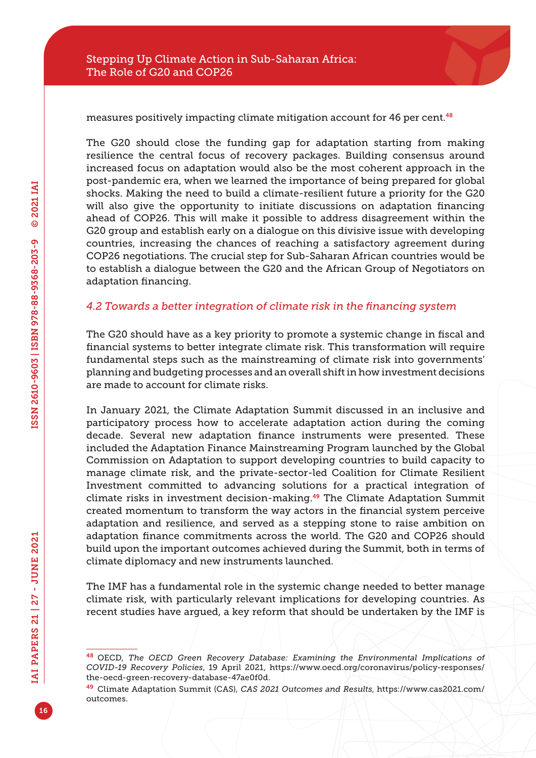measures positively impacting climate mitigation account for 46 per cent.[48]

The G20 should close the funding gap for adaptation starting from making resilience the central focus of recovery packages. Building consensus around increased focus on adaptation would also be the most coherent approach in the post-pandemic era, when we learned the importance of being prepared for global shocks. Making the need to build a climate-resilient future a priority for the G20 will also give the opportunity to initiate discussions on adaptation financing ahead of COP26. This will make it possible to address disagreement within the G20 group and establish early on a dialogue on this divisive issue with developing countries, increasing the chances of reaching a satisfactory agreement during COP26 negotiations. The crucial step for Sub-Saharan African countries would be to establish a dialogue between the G20 and the African Group of Negotiators on adaptation financing.

### *4.2 Towards a better integration of climate risk in the financing system*

The G20 should have as a key priority to promote a systemic change in fiscal and financial systems to better integrate climate risk. This transformation will require fundamental steps such as the mainstreaming of climate risk into governments' planning and budgeting processes and an overall shift in how investment decisions are made to account for climate risks.

In January 2021, the Climate Adaptation Summit discussed in an inclusive and participatory process how to accelerate adaptation action during the coming decade. Several new adaptation finance instruments were presented. These included the Adaptation Finance Mainstreaming Program launched by the Global Commission on Adaptation to support developing countries to build capacity to manage climate risk, and the private-sector-led Coalition for Climate Resilient Investment committed to advancing solutions for a practical integration of climate risks in investment decision-making.[49] The Climate Adaptation Summit created momentum to transform the way actors in the financial system perceive adaptation and resilience, and served as a stepping stone to raise ambition on adaptation finance commitments across the world. The G20 and COP26 should build upon the important outcomes achieved during the Summit, both in terms of climate diplomacy and new instruments launched.

The IMF has a fundamental role in the systemic change needed to better manage climate risk, with particularly relevant implications for developing countries. As recent studies have argued, a key reform that should be undertaken by the IMF is

---

[48] OECD, *The OECD Green Recovery Database: Examining the Environmental Implications of COVID-19 Recovery Policies*, 19 April 2021, https://www.oecd.org/coronavirus/policy-responses/the-oecd-green-recovery-database-47ae0f0d.

[49] Climate Adaptation Summit (CAS), *CAS 2021 Outcomes and Results*, https://www.cas2021.com/outcomes.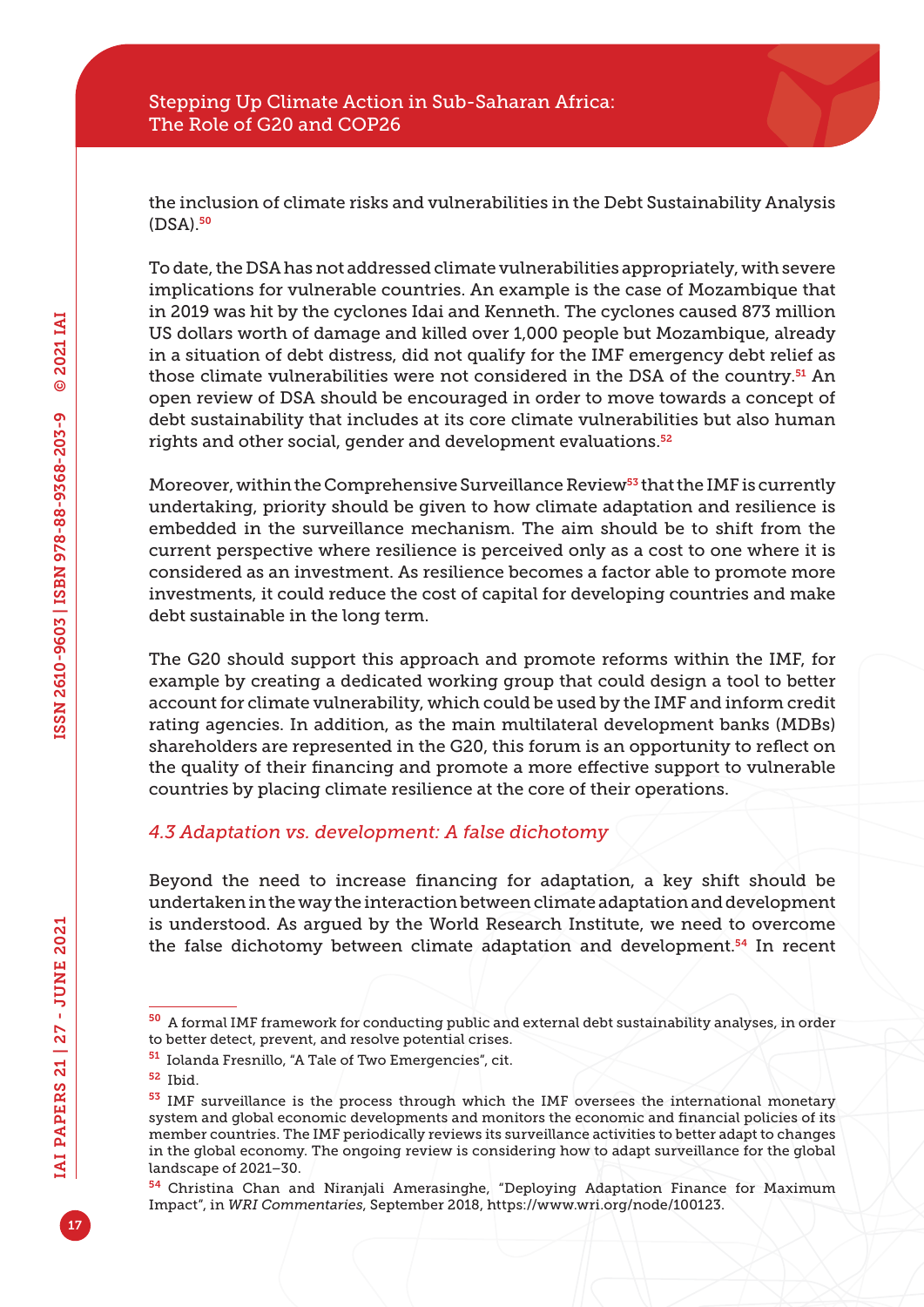the inclusion of climate risks and vulnerabilities in the Debt Sustainability Analysis (DSA).[50]

To date, the DSA has not addressed climate vulnerabilities appropriately, with severe implications for vulnerable countries. An example is the case of Mozambique that in 2019 was hit by the cyclones Idai and Kenneth. The cyclones caused 873 million US dollars worth of damage and killed over 1,000 people but Mozambique, already in a situation of debt distress, did not qualify for the IMF emergency debt relief as those climate vulnerabilities were not considered in the DSA of the country.[51] An open review of DSA should be encouraged in order to move towards a concept of debt sustainability that includes at its core climate vulnerabilities but also human rights and other social, gender and development evaluations.[52]

Moreover, within the Comprehensive Surveillance Review[53] that the IMF is currently undertaking, priority should be given to how climate adaptation and resilience is embedded in the surveillance mechanism. The aim should be to shift from the current perspective where resilience is perceived only as a cost to one where it is considered as an investment. As resilience becomes a factor able to promote more investments, it could reduce the cost of capital for developing countries and make debt sustainable in the long term.

The G20 should support this approach and promote reforms within the IMF, for example by creating a dedicated working group that could design a tool to better account for climate vulnerability, which could be used by the IMF and inform credit rating agencies. In addition, as the main multilateral development banks (MDBs) shareholders are represented in the G20, this forum is an opportunity to reflect on the quality of their financing and promote a more effective support to vulnerable countries by placing climate resilience at the core of their operations.

### *4.3 Adaptation vs. development: A false dichotomy*

Beyond the need to increase financing for adaptation, a key shift should be undertaken in the way the interaction between climate adaptation and development is understood. As argued by the World Research Institute, we need to overcome the false dichotomy between climate adaptation and development.[54] In recent

---

[50] A formal IMF framework for conducting public and external debt sustainability analyses, in order to better detect, prevent, and resolve potential crises.

[51] Iolanda Fresnillo, "A Tale of Two Emergencies", cit.

[52] Ibid.

[53] IMF surveillance is the process through which the IMF oversees the international monetary system and global economic developments and monitors the economic and financial policies of its member countries. The IMF periodically reviews its surveillance activities to better adapt to changes in the global economy. The ongoing review is considering how to adapt surveillance for the global landscape of 2021–30.

[54] Christina Chan and Niranjali Amerasinghe, "Deploying Adaptation Finance for Maximum Impact", in *WRI Commentaries*, September 2018, https://www.wri.org/node/100123.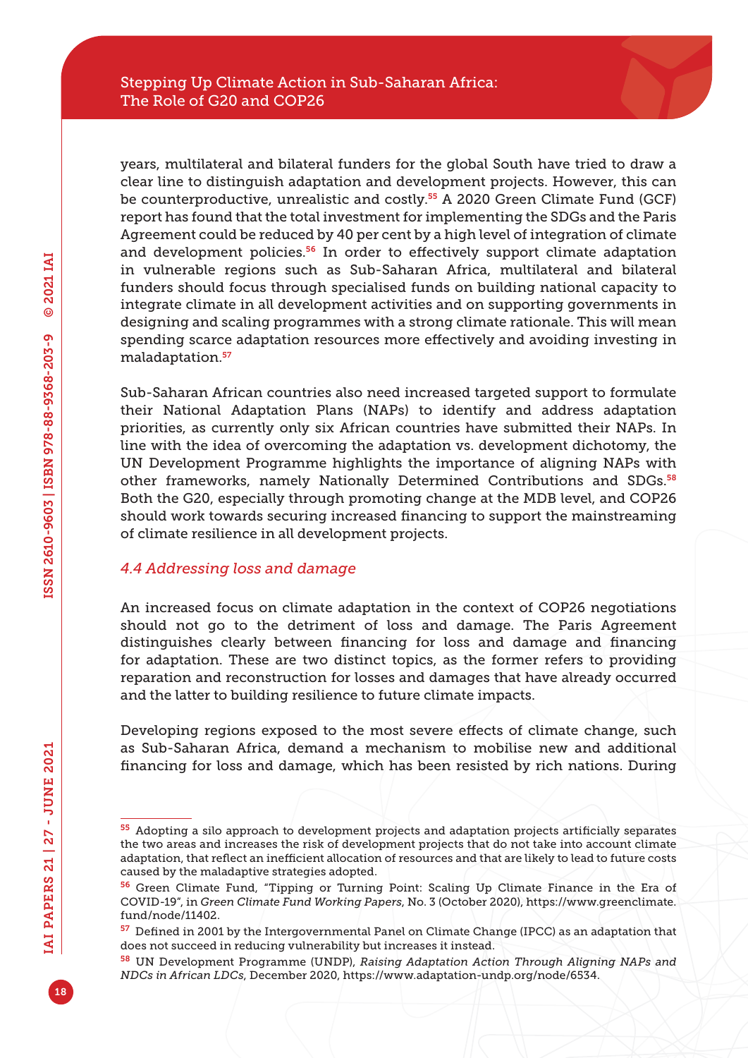years, multilateral and bilateral funders for the global South have tried to draw a clear line to distinguish adaptation and development projects. However, this can be counterproductive, unrealistic and costly.[55] A 2020 Green Climate Fund (GCF) report has found that the total investment for implementing the SDGs and the Paris Agreement could be reduced by 40 per cent by a high level of integration of climate and development policies.[56] In order to effectively support climate adaptation in vulnerable regions such as Sub-Saharan Africa, multilateral and bilateral funders should focus through specialised funds on building national capacity to integrate climate in all development activities and on supporting governments in designing and scaling programmes with a strong climate rationale. This will mean spending scarce adaptation resources more effectively and avoiding investing in maladaptation.[57]

Sub-Saharan African countries also need increased targeted support to formulate their National Adaptation Plans (NAPs) to identify and address adaptation priorities, as currently only six African countries have submitted their NAPs. In line with the idea of overcoming the adaptation vs. development dichotomy, the UN Development Programme highlights the importance of aligning NAPs with other frameworks, namely Nationally Determined Contributions and SDGs.[58] Both the G20, especially through promoting change at the MDB level, and COP26 should work towards securing increased financing to support the mainstreaming of climate resilience in all development projects.

### *4.4 Addressing loss and damage*

An increased focus on climate adaptation in the context of COP26 negotiations should not go to the detriment of loss and damage. The Paris Agreement distinguishes clearly between financing for loss and damage and financing for adaptation. These are two distinct topics, as the former refers to providing reparation and reconstruction for losses and damages that have already occurred and the latter to building resilience to future climate impacts.

Developing regions exposed to the most severe effects of climate change, such as Sub-Saharan Africa, demand a mechanism to mobilise new and additional financing for loss and damage, which has been resisted by rich nations. During

---

[55] Adopting a silo approach to development projects and adaptation projects artificially separates the two areas and increases the risk of development projects that do not take into account climate adaptation, that reflect an inefficient allocation of resources and that are likely to lead to future costs caused by the maladaptive strategies adopted.

[56] Green Climate Fund, "Tipping or Turning Point: Scaling Up Climate Finance in the Era of COVID-19", in *Green Climate Fund Working Papers*, No. 3 (October 2020), https://www.greenclimate.fund/node/11402.

[57] Defined in 2001 by the Intergovernmental Panel on Climate Change (IPCC) as an adaptation that does not succeed in reducing vulnerability but increases it instead.

[58] UN Development Programme (UNDP), *Raising Adaptation Action Through Aligning NAPs and NDCs in African LDCs*, December 2020, https://www.adaptation-undp.org/node/6534.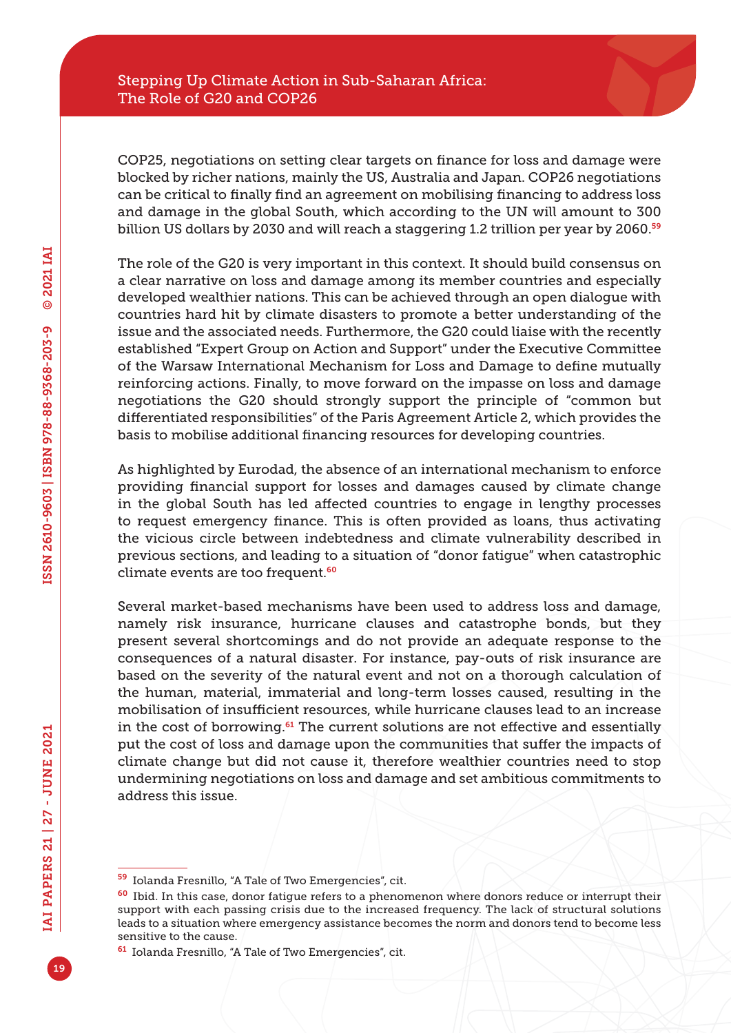COP25, negotiations on setting clear targets on finance for loss and damage were blocked by richer nations, mainly the US, Australia and Japan. COP26 negotiations can be critical to finally find an agreement on mobilising financing to address loss and damage in the global South, which according to the UN will amount to 300 billion US dollars by 2030 and will reach a staggering 1.2 trillion per year by 2060.[59]

The role of the G20 is very important in this context. It should build consensus on a clear narrative on loss and damage among its member countries and especially developed wealthier nations. This can be achieved through an open dialogue with countries hard hit by climate disasters to promote a better understanding of the issue and the associated needs. Furthermore, the G20 could liaise with the recently established "Expert Group on Action and Support" under the Executive Committee of the Warsaw International Mechanism for Loss and Damage to define mutually reinforcing actions. Finally, to move forward on the impasse on loss and damage negotiations the G20 should strongly support the principle of "common but differentiated responsibilities" of the Paris Agreement Article 2, which provides the basis to mobilise additional financing resources for developing countries.

As highlighted by Eurodad, the absence of an international mechanism to enforce providing financial support for losses and damages caused by climate change in the global South has led affected countries to engage in lengthy processes to request emergency finance. This is often provided as loans, thus activating the vicious circle between indebtedness and climate vulnerability described in previous sections, and leading to a situation of "donor fatigue" when catastrophic climate events are too frequent.[60]

Several market-based mechanisms have been used to address loss and damage, namely risk insurance, hurricane clauses and catastrophe bonds, but they present several shortcomings and do not provide an adequate response to the consequences of a natural disaster. For instance, pay-outs of risk insurance are based on the severity of the natural event and not on a thorough calculation of the human, material, immaterial and long-term losses caused, resulting in the mobilisation of insufficient resources, while hurricane clauses lead to an increase in the cost of borrowing.[61] The current solutions are not effective and essentially put the cost of loss and damage upon the communities that suffer the impacts of climate change but did not cause it, therefore wealthier countries need to stop undermining negotiations on loss and damage and set ambitious commitments to address this issue.

---

[59] Iolanda Fresnillo, "A Tale of Two Emergencies", cit.

[60] Ibid. In this case, donor fatigue refers to a phenomenon where donors reduce or interrupt their support with each passing crisis due to the increased frequency. The lack of structural solutions leads to a situation where emergency assistance becomes the norm and donors tend to become less sensitive to the cause.

[61] Iolanda Fresnillo, "A Tale of Two Emergencies", cit.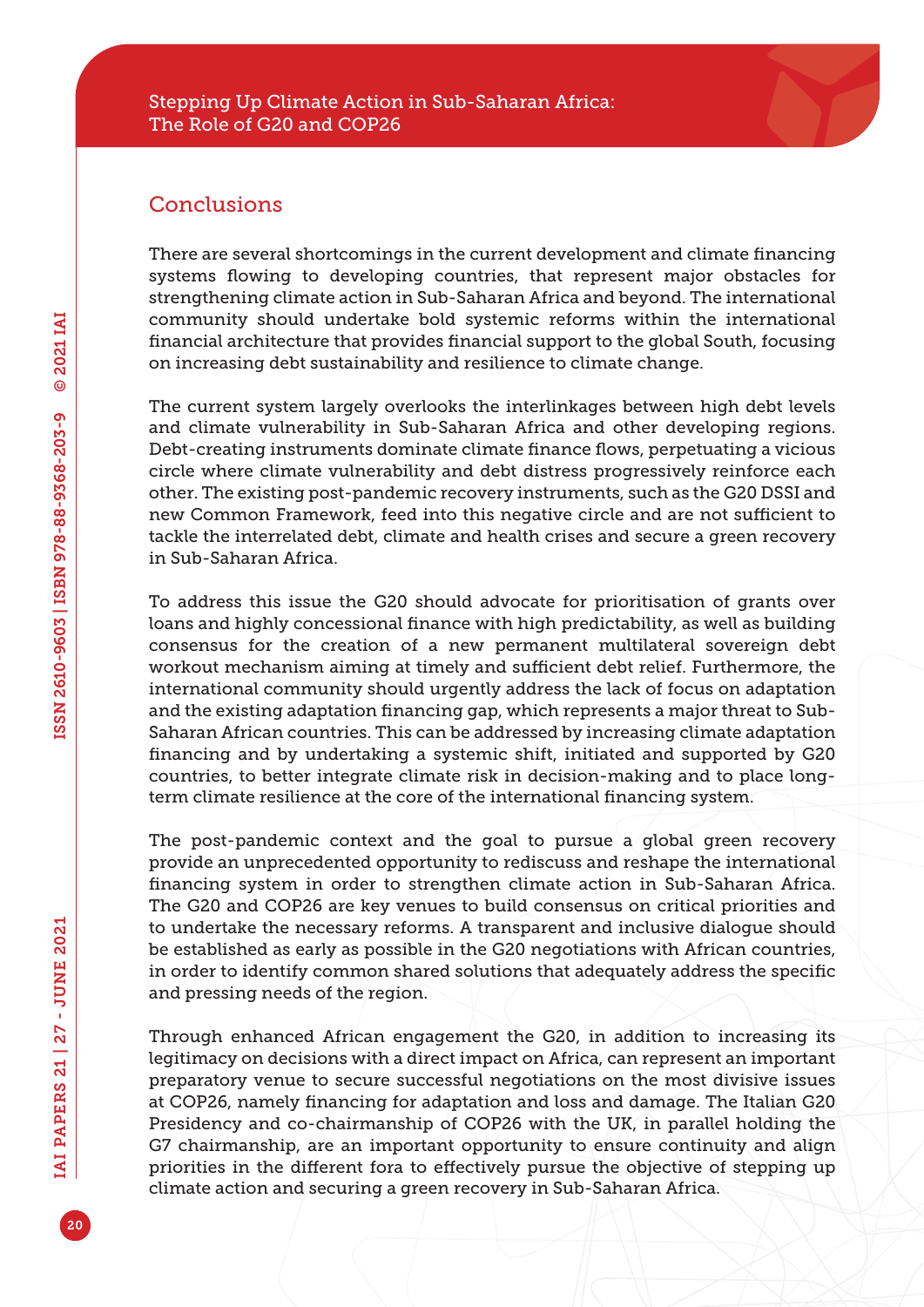## Conclusions

There are several shortcomings in the current development and climate financing systems flowing to developing countries, that represent major obstacles for strengthening climate action in Sub-Saharan Africa and beyond. The international community should undertake bold systemic reforms within the international financial architecture that provides financial support to the global South, focusing on increasing debt sustainability and resilience to climate change.

The current system largely overlooks the interlinkages between high debt levels and climate vulnerability in Sub-Saharan Africa and other developing regions. Debt-creating instruments dominate climate finance flows, perpetuating a vicious circle where climate vulnerability and debt distress progressively reinforce each other. The existing post-pandemic recovery instruments, such as the G20 DSSI and new Common Framework, feed into this negative circle and are not sufficient to tackle the interrelated debt, climate and health crises and secure a green recovery in Sub-Saharan Africa.

To address this issue the G20 should advocate for prioritisation of grants over loans and highly concessional finance with high predictability, as well as building consensus for the creation of a new permanent multilateral sovereign debt workout mechanism aiming at timely and sufficient debt relief. Furthermore, the international community should urgently address the lack of focus on adaptation and the existing adaptation financing gap, which represents a major threat to Sub-Saharan African countries. This can be addressed by increasing climate adaptation financing and by undertaking a systemic shift, initiated and supported by G20 countries, to better integrate climate risk in decision-making and to place long-term climate resilience at the core of the international financing system.

The post-pandemic context and the goal to pursue a global green recovery provide an unprecedented opportunity to rediscuss and reshape the international financing system in order to strengthen climate action in Sub-Saharan Africa. The G20 and COP26 are key venues to build consensus on critical priorities and to undertake the necessary reforms. A transparent and inclusive dialogue should be established as early as possible in the G20 negotiations with African countries, in order to identify common shared solutions that adequately address the specific and pressing needs of the region.

Through enhanced African engagement the G20, in addition to increasing its legitimacy on decisions with a direct impact on Africa, can represent an important preparatory venue to secure successful negotiations on the most divisive issues at COP26, namely financing for adaptation and loss and damage. The Italian G20 Presidency and co-chairmanship of COP26 with the UK, in parallel holding the G7 chairmanship, are an important opportunity to ensure continuity and align priorities in the different fora to effectively pursue the objective of stepping up climate action and securing a green recovery in Sub-Saharan Africa.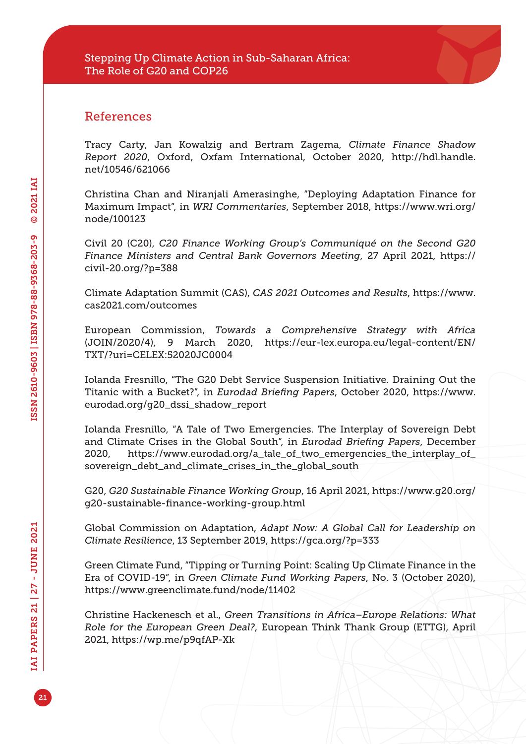## References

Tracy Carty, Jan Kowalzig and Bertram Zagema, *Climate Finance Shadow Report 2020*, Oxford, Oxfam International, October 2020, http://hdl.handle.net/10546/621066

Christina Chan and Niranjali Amerasinghe, "Deploying Adaptation Finance for Maximum Impact", in *WRI Commentaries*, September 2018, https://www.wri.org/node/100123

Civil 20 (C20), *C20 Finance Working Group's Communiqué on the Second G20 Finance Ministers and Central Bank Governors Meeting*, 27 April 2021, https://civil-20.org/?p=388

Climate Adaptation Summit (CAS), *CAS 2021 Outcomes and Results*, https://www.cas2021.com/outcomes

European Commission, *Towards a Comprehensive Strategy with Africa* (JOIN/2020/4), 9 March 2020, https://eur-lex.europa.eu/legal-content/EN/TXT/?uri=CELEX:52020JC0004

Iolanda Fresnillo, "The G20 Debt Service Suspension Initiative. Draining Out the Titanic with a Bucket?", in *Eurodad Briefing Papers*, October 2020, https://www.eurodad.org/g20_dssi_shadow_report

Iolanda Fresnillo, "A Tale of Two Emergencies. The Interplay of Sovereign Debt and Climate Crises in the Global South", in *Eurodad Briefing Papers*, December 2020, https://www.eurodad.org/a_tale_of_two_emergencies_the_interplay_of_sovereign_debt_and_climate_crises_in_the_global_south

G20, *G20 Sustainable Finance Working Group*, 16 April 2021, https://www.g20.org/g20-sustainable-finance-working-group.html

Global Commission on Adaptation, *Adapt Now: A Global Call for Leadership on Climate Resilience*, 13 September 2019, https://gca.org/?p=333

Green Climate Fund, "Tipping or Turning Point: Scaling Up Climate Finance in the Era of COVID-19", in *Green Climate Fund Working Papers*, No. 3 (October 2020), https://www.greenclimate.fund/node/11402

Christine Hackenesch et al., *Green Transitions in Africa–Europe Relations: What Role for the European Green Deal?*, European Think Thank Group (ETTG), April 2021, https://wp.me/p9qfAP-Xk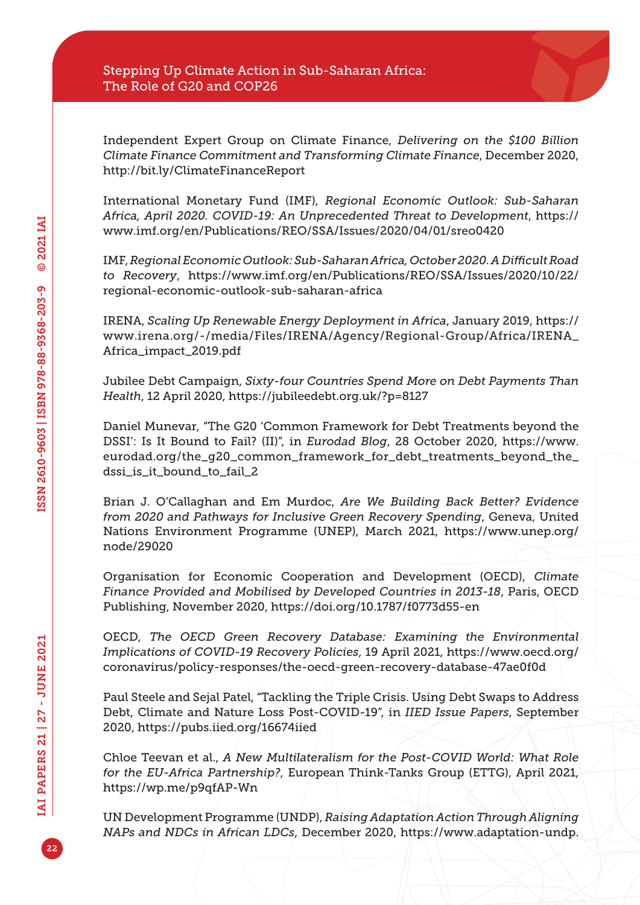Independent Expert Group on Climate Finance, *Delivering on the $100 Billion Climate Finance Commitment and Transforming Climate Finance*, December 2020, http://bit.ly/ClimateFinanceReport

International Monetary Fund (IMF), *Regional Economic Outlook: Sub-Saharan Africa, April 2020. COVID-19: An Unprecedented Threat to Development*, https://www.imf.org/en/Publications/REO/SSA/Issues/2020/04/01/sreo0420

IMF, *Regional Economic Outlook: Sub-Saharan Africa, October 2020. A Difficult Road to Recovery*, https://www.imf.org/en/Publications/REO/SSA/Issues/2020/10/22/regional-economic-outlook-sub-saharan-africa

IRENA, *Scaling Up Renewable Energy Deployment in Africa*, January 2019, https://www.irena.org/-/media/Files/IRENA/Agency/Regional-Group/Africa/IRENA_Africa_impact_2019.pdf

Jubilee Debt Campaign, *Sixty-four Countries Spend More on Debt Payments Than Health*, 12 April 2020, https://jubileedebt.org.uk/?p=8127

Daniel Munevar, "The G20 'Common Framework for Debt Treatments beyond the DSSI': Is It Bound to Fail? (II)", in *Eurodad Blog*, 28 October 2020, https://www.eurodad.org/the_g20_common_framework_for_debt_treatments_beyond_the_dssi_is_it_bound_to_fail_2

Brian J. O'Callaghan and Em Murdoc, *Are We Building Back Better? Evidence from 2020 and Pathways for Inclusive Green Recovery Spending*, Geneva, United Nations Environment Programme (UNEP), March 2021, https://www.unep.org/node/29020

Organisation for Economic Cooperation and Development (OECD), *Climate Finance Provided and Mobilised by Developed Countries in 2013-18*, Paris, OECD Publishing, November 2020, https://doi.org/10.1787/f0773d55-en

OECD, *The OECD Green Recovery Database: Examining the Environmental Implications of COVID-19 Recovery Policies*, 19 April 2021, https://www.oecd.org/coronavirus/policy-responses/the-oecd-green-recovery-database-47ae0f0d

Paul Steele and Sejal Patel, "Tackling the Triple Crisis. Using Debt Swaps to Address Debt, Climate and Nature Loss Post-COVID-19", in *IIED Issue Papers*, September 2020, https://pubs.iied.org/16674iied

Chloe Teevan et al., *A New Multilateralism for the Post-COVID World: What Role for the EU-Africa Partnership?*, European Think-Tanks Group (ETTG), April 2021, https://wp.me/p9qfAP-Wn

UN Development Programme (UNDP), *Raising Adaptation Action Through Aligning NAPs and NDCs in African LDCs*, December 2020, https://www.adaptation-undp.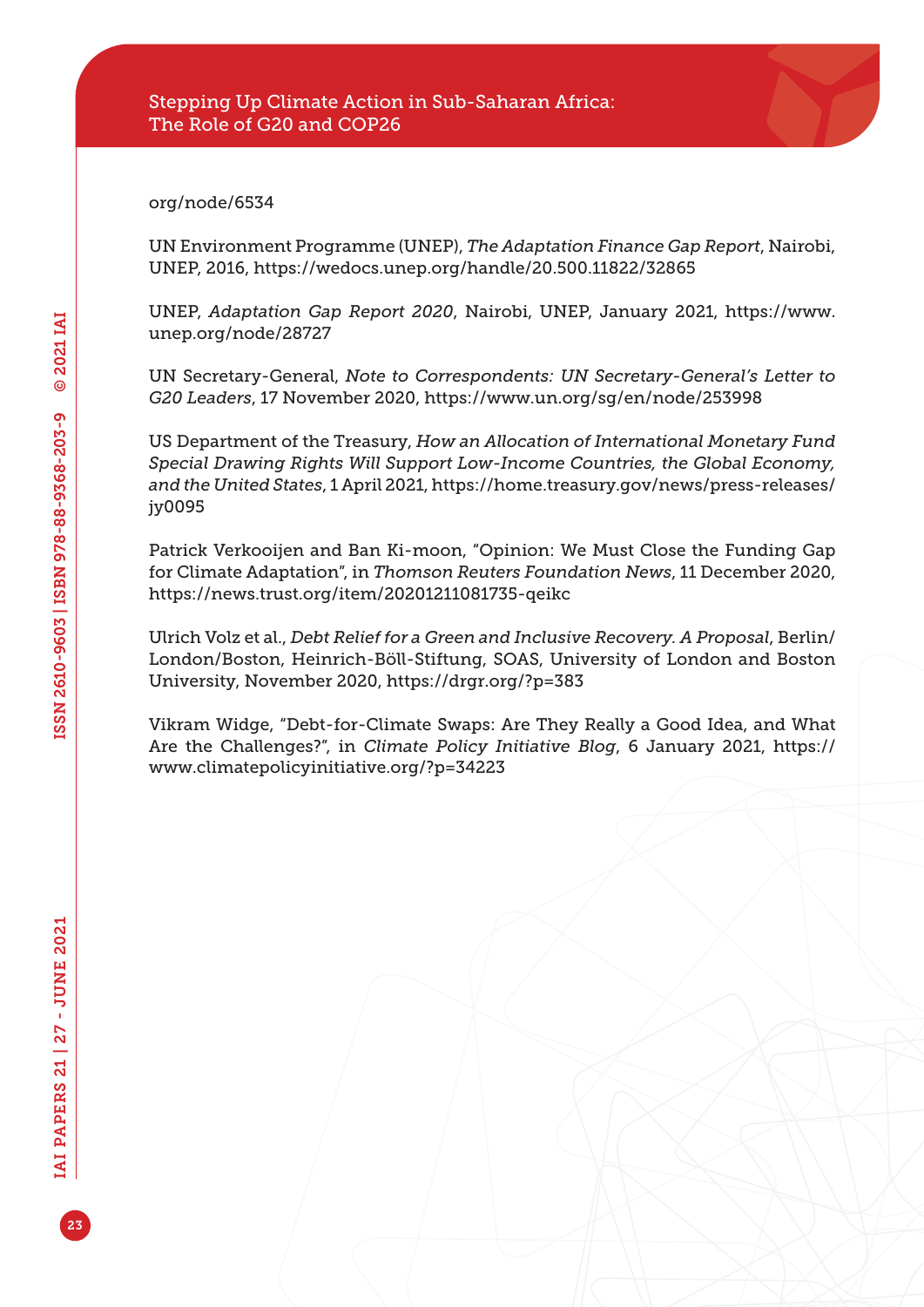org/node/6534

UN Environment Programme (UNEP), *The Adaptation Finance Gap Report*, Nairobi, UNEP, 2016, https://wedocs.unep.org/handle/20.500.11822/32865

UNEP, *Adaptation Gap Report 2020*, Nairobi, UNEP, January 2021, https://www.unep.org/node/28727

UN Secretary-General, *Note to Correspondents: UN Secretary-General's Letter to G20 Leaders*, 17 November 2020, https://www.un.org/sg/en/node/253998

US Department of the Treasury, *How an Allocation of International Monetary Fund Special Drawing Rights Will Support Low-Income Countries, the Global Economy, and the United States*, 1 April 2021, https://home.treasury.gov/news/press-releases/jy0095

Patrick Verkooijen and Ban Ki-moon, "Opinion: We Must Close the Funding Gap for Climate Adaptation", in *Thomson Reuters Foundation News*, 11 December 2020, https://news.trust.org/item/20201211081735-qeikc

Ulrich Volz et al., *Debt Relief for a Green and Inclusive Recovery. A Proposal*, Berlin/London/Boston, Heinrich-Böll-Stiftung, SOAS, University of London and Boston University, November 2020, https://drgr.org/?p=383

Vikram Widge, "Debt-for-Climate Swaps: Are They Really a Good Idea, and What Are the Challenges?", in *Climate Policy Initiative Blog*, 6 January 2021, https://www.climatepolicyinitiative.org/?p=34223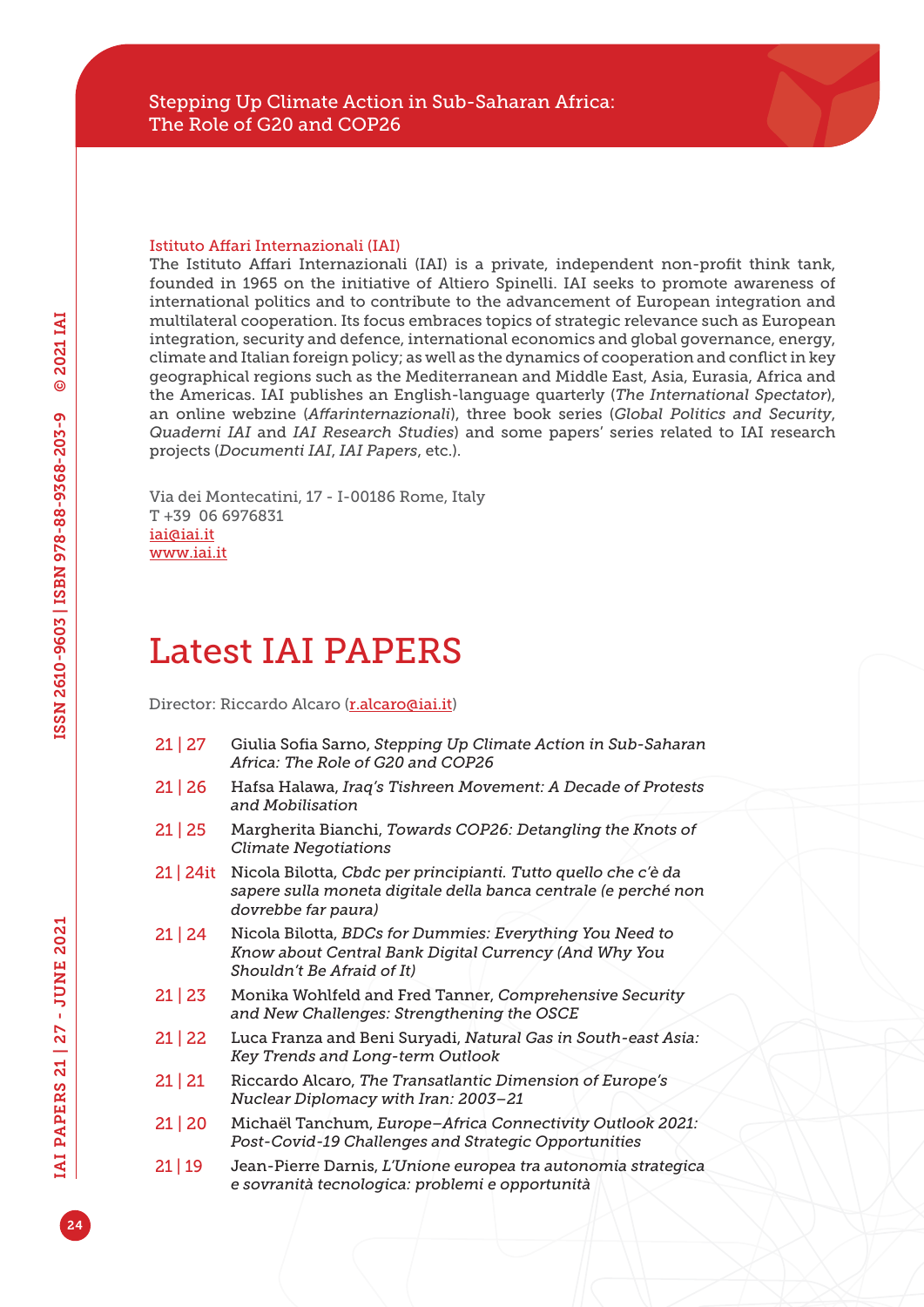Istituto Affari Internazionali (IAI)

The Istituto Affari Internazionali (IAI) is a private, independent non-profit think tank, founded in 1965 on the initiative of Altiero Spinelli. IAI seeks to promote awareness of international politics and to contribute to the advancement of European integration and multilateral cooperation. Its focus embraces topics of strategic relevance such as European integration, security and defence, international economics and global governance, energy, climate and Italian foreign policy; as well as the dynamics of cooperation and conflict in key geographical regions such as the Mediterranean and Middle East, Asia, Eurasia, Africa and the Americas. IAI publishes an English-language quarterly (*The International Spectator*), an online webzine (*Affarinternazionali*), three book series (*Global Politics and Security*, *Quaderni IAI* and *IAI Research Studies*) and some papers' series related to IAI research projects (*Documenti IAI*, *IAI Papers*, etc.).

Via dei Montecatini, 17 - I-00186 Rome, Italy
T +39 06 6976831
iai@iai.it
www.iai.it

# Latest IAI PAPERS

Director: Riccardo Alcaro (r.alcaro@iai.it)

| | |
|---|---|
| 21 \| 27 | Giulia Sofia Sarno, *Stepping Up Climate Action in Sub-Saharan Africa: The Role of G20 and COP26* |
| 21 \| 26 | Hafsa Halawa, *Iraq's Tishreen Movement: A Decade of Protests and Mobilisation* |
| 21 \| 25 | Margherita Bianchi, *Towards COP26: Detangling the Knots of Climate Negotiations* |
| 21 \| 24it | Nicola Bilotta, *Cbdc per principianti. Tutto quello che c'è da sapere sulla moneta digitale della banca centrale (e perché non dovrebbe far paura)* |
| 21 \| 24 | Nicola Bilotta, *BDCs for Dummies: Everything You Need to Know about Central Bank Digital Currency (And Why You Shouldn't Be Afraid of It)* |
| 21 \| 23 | Monika Wohlfeld and Fred Tanner, *Comprehensive Security and New Challenges: Strengthening the OSCE* |
| 21 \| 22 | Luca Franza and Beni Suryadi, *Natural Gas in South-east Asia: Key Trends and Long-term Outlook* |
| 21 \| 21 | Riccardo Alcaro, *The Transatlantic Dimension of Europe's Nuclear Diplomacy with Iran: 2003–21* |
| 21 \| 20 | Michaël Tanchum, *Europe–Africa Connectivity Outlook 2021: Post-Covid-19 Challenges and Strategic Opportunities* |
| 21 \| 19 | Jean-Pierre Darnis, *L'Unione europea tra autonomia strategica e sovranità tecnologica: problemi e opportunità* |